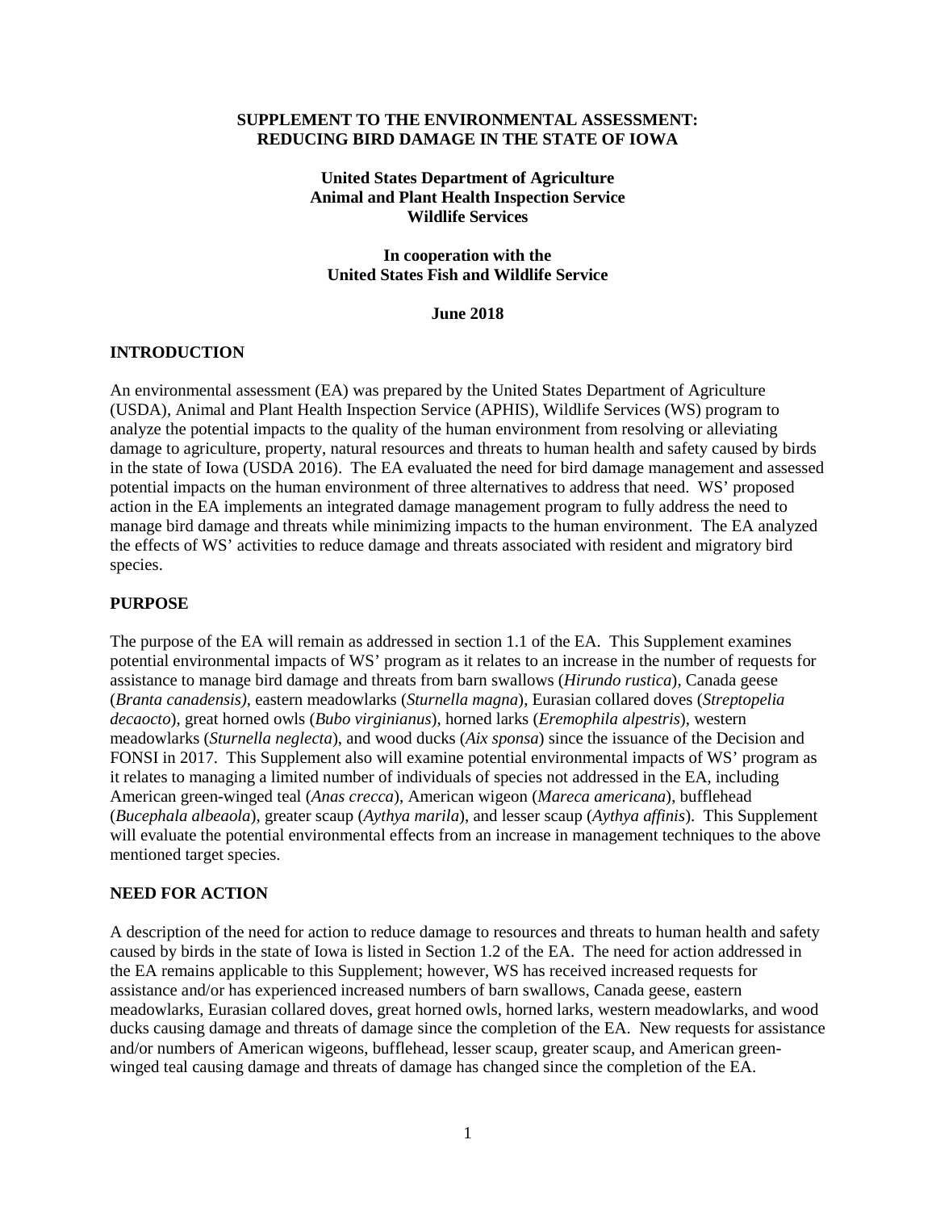**SUPPLEMENT TO THE ENVIRONMENTAL ASSESSMENT:**
**REDUCING BIRD DAMAGE IN THE STATE OF IOWA**

**United States Department of Agriculture**
**Animal and Plant Health Inspection Service**
**Wildlife Services**

**In cooperation with the**
**United States Fish and Wildlife Service**

**June 2018**

## INTRODUCTION

An environmental assessment (EA) was prepared by the United States Department of Agriculture (USDA), Animal and Plant Health Inspection Service (APHIS), Wildlife Services (WS) program to analyze the potential impacts to the quality of the human environment from resolving or alleviating damage to agriculture, property, natural resources and threats to human health and safety caused by birds in the state of Iowa (USDA 2016). The EA evaluated the need for bird damage management and assessed potential impacts on the human environment of three alternatives to address that need. WS' proposed action in the EA implements an integrated damage management program to fully address the need to manage bird damage and threats while minimizing impacts to the human environment. The EA analyzed the effects of WS' activities to reduce damage and threats associated with resident and migratory bird species.

## PURPOSE

The purpose of the EA will remain as addressed in section 1.1 of the EA. This Supplement examines potential environmental impacts of WS' program as it relates to an increase in the number of requests for assistance to manage bird damage and threats from barn swallows (*Hirundo rustica*), Canada geese (*Branta canadensis),* eastern meadowlarks (*Sturnella magna*), Eurasian collared doves (*Streptopelia decaocto*), great horned owls (*Bubo virginianus*), horned larks (*Eremophila alpestris*), western meadowlarks (*Sturnella neglecta*), and wood ducks (*Aix sponsa*) since the issuance of the Decision and FONSI in 2017. This Supplement also will examine potential environmental impacts of WS' program as it relates to managing a limited number of individuals of species not addressed in the EA, including American green-winged teal (*Anas crecca*), American wigeon (*Mareca americana*), bufflehead (*Bucephala albeaola*), greater scaup (*Aythya marila*), and lesser scaup (*Aythya affinis*). This Supplement will evaluate the potential environmental effects from an increase in management techniques to the above mentioned target species.

## NEED FOR ACTION

A description of the need for action to reduce damage to resources and threats to human health and safety caused by birds in the state of Iowa is listed in Section 1.2 of the EA. The need for action addressed in the EA remains applicable to this Supplement; however, WS has received increased requests for assistance and/or has experienced increased numbers of barn swallows, Canada geese, eastern meadowlarks, Eurasian collared doves, great horned owls, horned larks, western meadowlarks, and wood ducks causing damage and threats of damage since the completion of the EA. New requests for assistance and/or numbers of American wigeons, bufflehead, lesser scaup, greater scaup, and American green-winged teal causing damage and threats of damage has changed since the completion of the EA.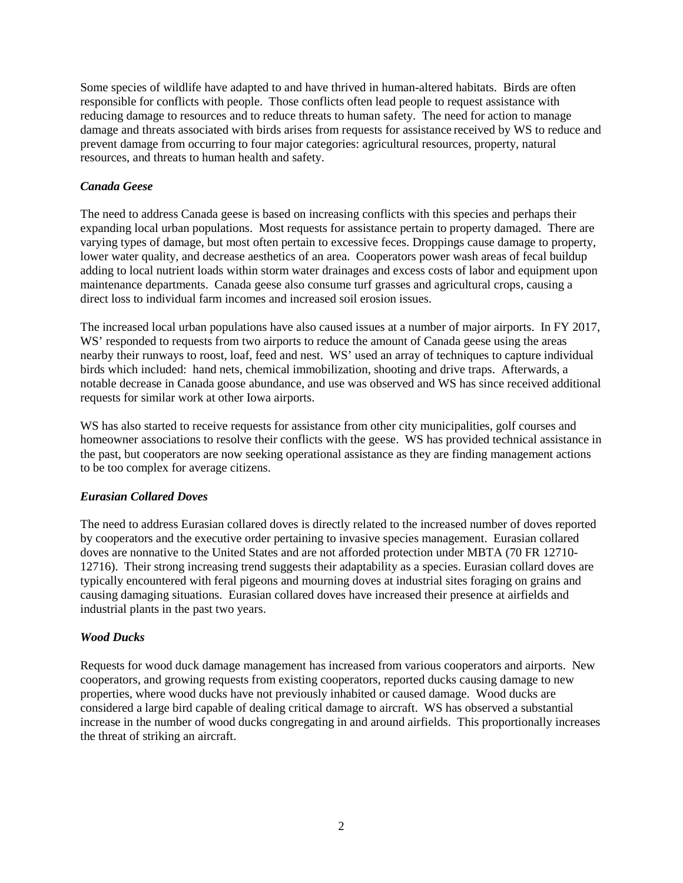Some species of wildlife have adapted to and have thrived in human-altered habitats. Birds are often responsible for conflicts with people. Those conflicts often lead people to request assistance with reducing damage to resources and to reduce threats to human safety. The need for action to manage damage and threats associated with birds arises from requests for assistance received by WS to reduce and prevent damage from occurring to four major categories: agricultural resources, property, natural resources, and threats to human health and safety.

### *Canada Geese*

The need to address Canada geese is based on increasing conflicts with this species and perhaps their expanding local urban populations. Most requests for assistance pertain to property damaged. There are varying types of damage, but most often pertain to excessive feces. Droppings cause damage to property, lower water quality, and decrease aesthetics of an area. Cooperators power wash areas of fecal buildup adding to local nutrient loads within storm water drainages and excess costs of labor and equipment upon maintenance departments. Canada geese also consume turf grasses and agricultural crops, causing a direct loss to individual farm incomes and increased soil erosion issues.

The increased local urban populations have also caused issues at a number of major airports. In FY 2017, WS' responded to requests from two airports to reduce the amount of Canada geese using the areas nearby their runways to roost, loaf, feed and nest. WS' used an array of techniques to capture individual birds which included: hand nets, chemical immobilization, shooting and drive traps. Afterwards, a notable decrease in Canada goose abundance, and use was observed and WS has since received additional requests for similar work at other Iowa airports.

WS has also started to receive requests for assistance from other city municipalities, golf courses and homeowner associations to resolve their conflicts with the geese. WS has provided technical assistance in the past, but cooperators are now seeking operational assistance as they are finding management actions to be too complex for average citizens.

### *Eurasian Collared Doves*

The need to address Eurasian collared doves is directly related to the increased number of doves reported by cooperators and the executive order pertaining to invasive species management. Eurasian collared doves are nonnative to the United States and are not afforded protection under MBTA (70 FR 12710-12716). Their strong increasing trend suggests their adaptability as a species. Eurasian collard doves are typically encountered with feral pigeons and mourning doves at industrial sites foraging on grains and causing damaging situations. Eurasian collared doves have increased their presence at airfields and industrial plants in the past two years.

### *Wood Ducks*

Requests for wood duck damage management has increased from various cooperators and airports. New cooperators, and growing requests from existing cooperators, reported ducks causing damage to new properties, where wood ducks have not previously inhabited or caused damage. Wood ducks are considered a large bird capable of dealing critical damage to aircraft. WS has observed a substantial increase in the number of wood ducks congregating in and around airfields. This proportionally increases the threat of striking an aircraft.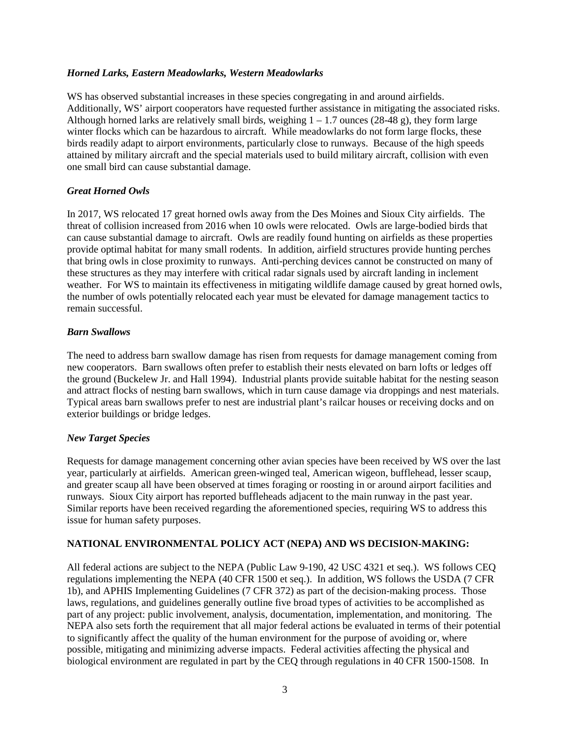### *Horned Larks, Eastern Meadowlarks, Western Meadowlarks*

WS has observed substantial increases in these species congregating in and around airfields. Additionally, WS' airport cooperators have requested further assistance in mitigating the associated risks. Although horned larks are relatively small birds, weighing 1 – 1.7 ounces (28-48 g), they form large winter flocks which can be hazardous to aircraft. While meadowlarks do not form large flocks, these birds readily adapt to airport environments, particularly close to runways. Because of the high speeds attained by military aircraft and the special materials used to build military aircraft, collision with even one small bird can cause substantial damage.

### *Great Horned Owls*

In 2017, WS relocated 17 great horned owls away from the Des Moines and Sioux City airfields. The threat of collision increased from 2016 when 10 owls were relocated. Owls are large-bodied birds that can cause substantial damage to aircraft. Owls are readily found hunting on airfields as these properties provide optimal habitat for many small rodents. In addition, airfield structures provide hunting perches that bring owls in close proximity to runways. Anti-perching devices cannot be constructed on many of these structures as they may interfere with critical radar signals used by aircraft landing in inclement weather. For WS to maintain its effectiveness in mitigating wildlife damage caused by great horned owls, the number of owls potentially relocated each year must be elevated for damage management tactics to remain successful.

### *Barn Swallows*

The need to address barn swallow damage has risen from requests for damage management coming from new cooperators. Barn swallows often prefer to establish their nests elevated on barn lofts or ledges off the ground (Buckelew Jr. and Hall 1994). Industrial plants provide suitable habitat for the nesting season and attract flocks of nesting barn swallows, which in turn cause damage via droppings and nest materials. Typical areas barn swallows prefer to nest are industrial plant's railcar houses or receiving docks and on exterior buildings or bridge ledges.

### *New Target Species*

Requests for damage management concerning other avian species have been received by WS over the last year, particularly at airfields. American green-winged teal, American wigeon, bufflehead, lesser scaup, and greater scaup all have been observed at times foraging or roosting in or around airport facilities and runways. Sioux City airport has reported buffleheads adjacent to the main runway in the past year. Similar reports have been received regarding the aforementioned species, requiring WS to address this issue for human safety purposes.

## NATIONAL ENVIRONMENTAL POLICY ACT (NEPA) AND WS DECISION-MAKING:

All federal actions are subject to the NEPA (Public Law 9-190, 42 USC 4321 et seq.). WS follows CEQ regulations implementing the NEPA (40 CFR 1500 et seq.). In addition, WS follows the USDA (7 CFR 1b), and APHIS Implementing Guidelines (7 CFR 372) as part of the decision-making process. Those laws, regulations, and guidelines generally outline five broad types of activities to be accomplished as part of any project: public involvement, analysis, documentation, implementation, and monitoring. The NEPA also sets forth the requirement that all major federal actions be evaluated in terms of their potential to significantly affect the quality of the human environment for the purpose of avoiding or, where possible, mitigating and minimizing adverse impacts. Federal activities affecting the physical and biological environment are regulated in part by the CEQ through regulations in 40 CFR 1500-1508. In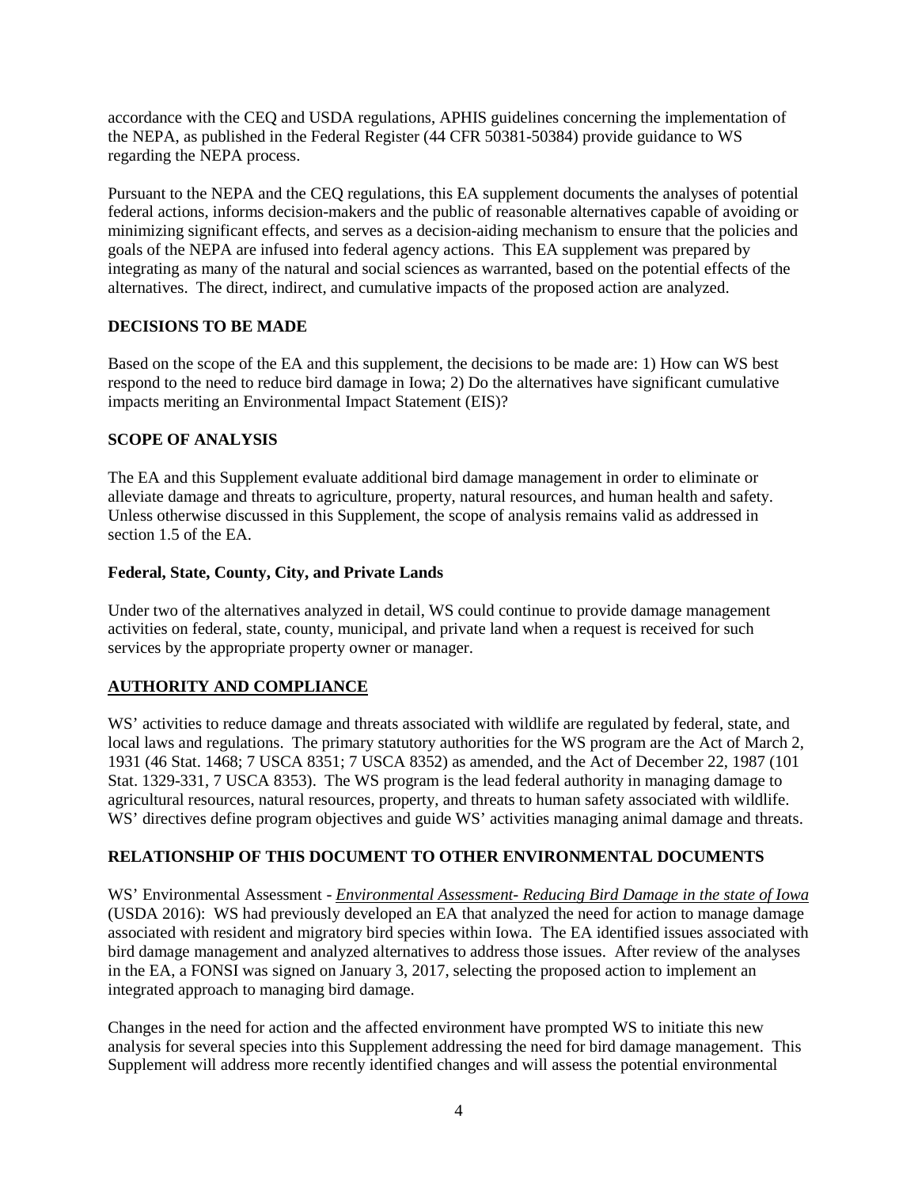accordance with the CEQ and USDA regulations, APHIS guidelines concerning the implementation of the NEPA, as published in the Federal Register (44 CFR 50381-50384) provide guidance to WS regarding the NEPA process.

Pursuant to the NEPA and the CEQ regulations, this EA supplement documents the analyses of potential federal actions, informs decision-makers and the public of reasonable alternatives capable of avoiding or minimizing significant effects, and serves as a decision-aiding mechanism to ensure that the policies and goals of the NEPA are infused into federal agency actions. This EA supplement was prepared by integrating as many of the natural and social sciences as warranted, based on the potential effects of the alternatives. The direct, indirect, and cumulative impacts of the proposed action are analyzed.

## DECISIONS TO BE MADE

Based on the scope of the EA and this supplement, the decisions to be made are: 1) How can WS best respond to the need to reduce bird damage in Iowa; 2) Do the alternatives have significant cumulative impacts meriting an Environmental Impact Statement (EIS)?

## SCOPE OF ANALYSIS

The EA and this Supplement evaluate additional bird damage management in order to eliminate or alleviate damage and threats to agriculture, property, natural resources, and human health and safety. Unless otherwise discussed in this Supplement, the scope of analysis remains valid as addressed in section 1.5 of the EA.

### Federal, State, County, City, and Private Lands

Under two of the alternatives analyzed in detail, WS could continue to provide damage management activities on federal, state, county, municipal, and private land when a request is received for such services by the appropriate property owner or manager.

## AUTHORITY AND COMPLIANCE

WS' activities to reduce damage and threats associated with wildlife are regulated by federal, state, and local laws and regulations. The primary statutory authorities for the WS program are the Act of March 2, 1931 (46 Stat. 1468; 7 USCA 8351; 7 USCA 8352) as amended, and the Act of December 22, 1987 (101 Stat. 1329-331, 7 USCA 8353). The WS program is the lead federal authority in managing damage to agricultural resources, natural resources, property, and threats to human safety associated with wildlife. WS' directives define program objectives and guide WS' activities managing animal damage and threats.

## RELATIONSHIP OF THIS DOCUMENT TO OTHER ENVIRONMENTAL DOCUMENTS

WS' Environmental Assessment - *Environmental Assessment- Reducing Bird Damage in the state of Iowa* (USDA 2016): WS had previously developed an EA that analyzed the need for action to manage damage associated with resident and migratory bird species within Iowa. The EA identified issues associated with bird damage management and analyzed alternatives to address those issues. After review of the analyses in the EA, a FONSI was signed on January 3, 2017, selecting the proposed action to implement an integrated approach to managing bird damage.

Changes in the need for action and the affected environment have prompted WS to initiate this new analysis for several species into this Supplement addressing the need for bird damage management. This Supplement will address more recently identified changes and will assess the potential environmental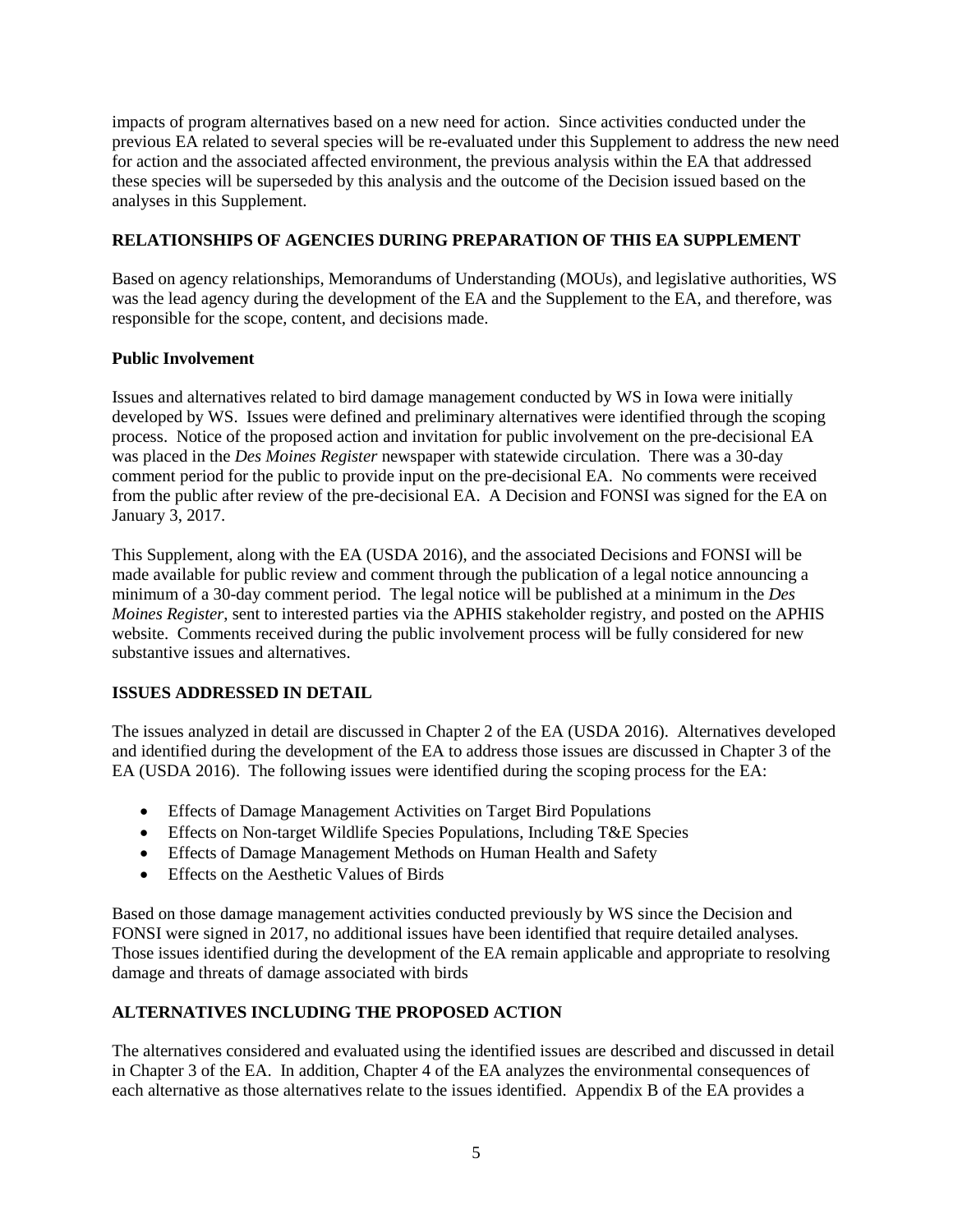impacts of program alternatives based on a new need for action. Since activities conducted under the previous EA related to several species will be re-evaluated under this Supplement to address the new need for action and the associated affected environment, the previous analysis within the EA that addressed these species will be superseded by this analysis and the outcome of the Decision issued based on the analyses in this Supplement.

## RELATIONSHIPS OF AGENCIES DURING PREPARATION OF THIS EA SUPPLEMENT

Based on agency relationships, Memorandums of Understanding (MOUs), and legislative authorities, WS was the lead agency during the development of the EA and the Supplement to the EA, and therefore, was responsible for the scope, content, and decisions made.

### Public Involvement

Issues and alternatives related to bird damage management conducted by WS in Iowa were initially developed by WS. Issues were defined and preliminary alternatives were identified through the scoping process. Notice of the proposed action and invitation for public involvement on the pre-decisional EA was placed in the *Des Moines Register* newspaper with statewide circulation. There was a 30-day comment period for the public to provide input on the pre-decisional EA. No comments were received from the public after review of the pre-decisional EA. A Decision and FONSI was signed for the EA on January 3, 2017.

This Supplement, along with the EA (USDA 2016), and the associated Decisions and FONSI will be made available for public review and comment through the publication of a legal notice announcing a minimum of a 30-day comment period. The legal notice will be published at a minimum in the *Des Moines Register*, sent to interested parties via the APHIS stakeholder registry, and posted on the APHIS website. Comments received during the public involvement process will be fully considered for new substantive issues and alternatives.

## ISSUES ADDRESSED IN DETAIL

The issues analyzed in detail are discussed in Chapter 2 of the EA (USDA 2016). Alternatives developed and identified during the development of the EA to address those issues are discussed in Chapter 3 of the EA (USDA 2016). The following issues were identified during the scoping process for the EA:

- Effects of Damage Management Activities on Target Bird Populations
- Effects on Non-target Wildlife Species Populations, Including T&E Species
- Effects of Damage Management Methods on Human Health and Safety
- Effects on the Aesthetic Values of Birds

Based on those damage management activities conducted previously by WS since the Decision and FONSI were signed in 2017, no additional issues have been identified that require detailed analyses. Those issues identified during the development of the EA remain applicable and appropriate to resolving damage and threats of damage associated with birds

## ALTERNATIVES INCLUDING THE PROPOSED ACTION

The alternatives considered and evaluated using the identified issues are described and discussed in detail in Chapter 3 of the EA. In addition, Chapter 4 of the EA analyzes the environmental consequences of each alternative as those alternatives relate to the issues identified. Appendix B of the EA provides a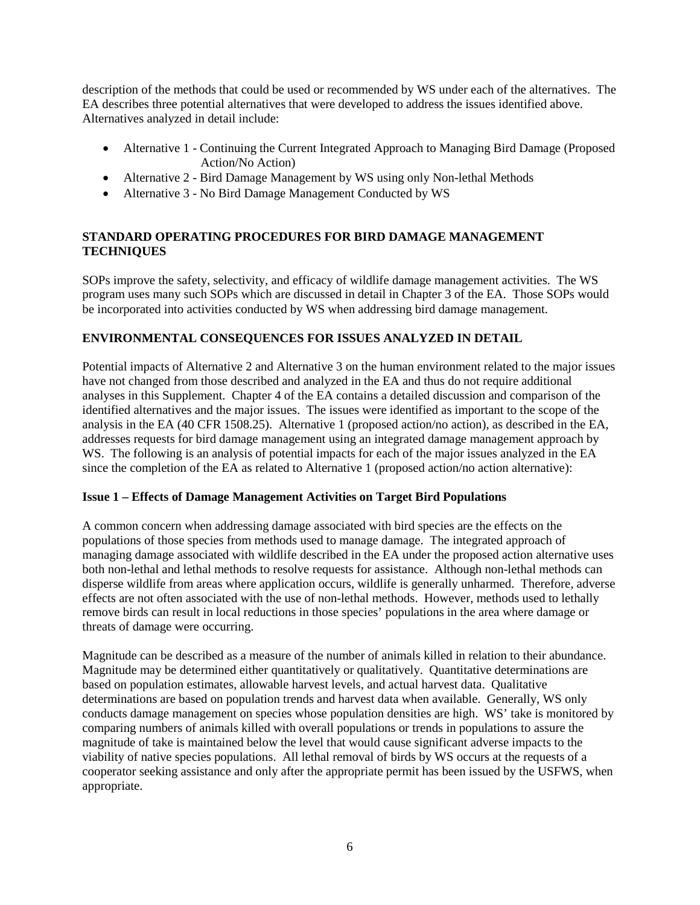description of the methods that could be used or recommended by WS under each of the alternatives. The EA describes three potential alternatives that were developed to address the issues identified above. Alternatives analyzed in detail include:

- Alternative 1 - Continuing the Current Integrated Approach to Managing Bird Damage (Proposed Action/No Action)
- Alternative 2 - Bird Damage Management by WS using only Non-lethal Methods
- Alternative 3 - No Bird Damage Management Conducted by WS

## STANDARD OPERATING PROCEDURES FOR BIRD DAMAGE MANAGEMENT TECHNIQUES

SOPs improve the safety, selectivity, and efficacy of wildlife damage management activities. The WS program uses many such SOPs which are discussed in detail in Chapter 3 of the EA. Those SOPs would be incorporated into activities conducted by WS when addressing bird damage management.

## ENVIRONMENTAL CONSEQUENCES FOR ISSUES ANALYZED IN DETAIL

Potential impacts of Alternative 2 and Alternative 3 on the human environment related to the major issues have not changed from those described and analyzed in the EA and thus do not require additional analyses in this Supplement. Chapter 4 of the EA contains a detailed discussion and comparison of the identified alternatives and the major issues. The issues were identified as important to the scope of the analysis in the EA (40 CFR 1508.25). Alternative 1 (proposed action/no action), as described in the EA, addresses requests for bird damage management using an integrated damage management approach by WS. The following is an analysis of potential impacts for each of the major issues analyzed in the EA since the completion of the EA as related to Alternative 1 (proposed action/no action alternative):

### Issue 1 – Effects of Damage Management Activities on Target Bird Populations

A common concern when addressing damage associated with bird species are the effects on the populations of those species from methods used to manage damage. The integrated approach of managing damage associated with wildlife described in the EA under the proposed action alternative uses both non-lethal and lethal methods to resolve requests for assistance. Although non-lethal methods can disperse wildlife from areas where application occurs, wildlife is generally unharmed. Therefore, adverse effects are not often associated with the use of non-lethal methods. However, methods used to lethally remove birds can result in local reductions in those species' populations in the area where damage or threats of damage were occurring.

Magnitude can be described as a measure of the number of animals killed in relation to their abundance. Magnitude may be determined either quantitatively or qualitatively. Quantitative determinations are based on population estimates, allowable harvest levels, and actual harvest data. Qualitative determinations are based on population trends and harvest data when available. Generally, WS only conducts damage management on species whose population densities are high. WS' take is monitored by comparing numbers of animals killed with overall populations or trends in populations to assure the magnitude of take is maintained below the level that would cause significant adverse impacts to the viability of native species populations. All lethal removal of birds by WS occurs at the requests of a cooperator seeking assistance and only after the appropriate permit has been issued by the USFWS, when appropriate.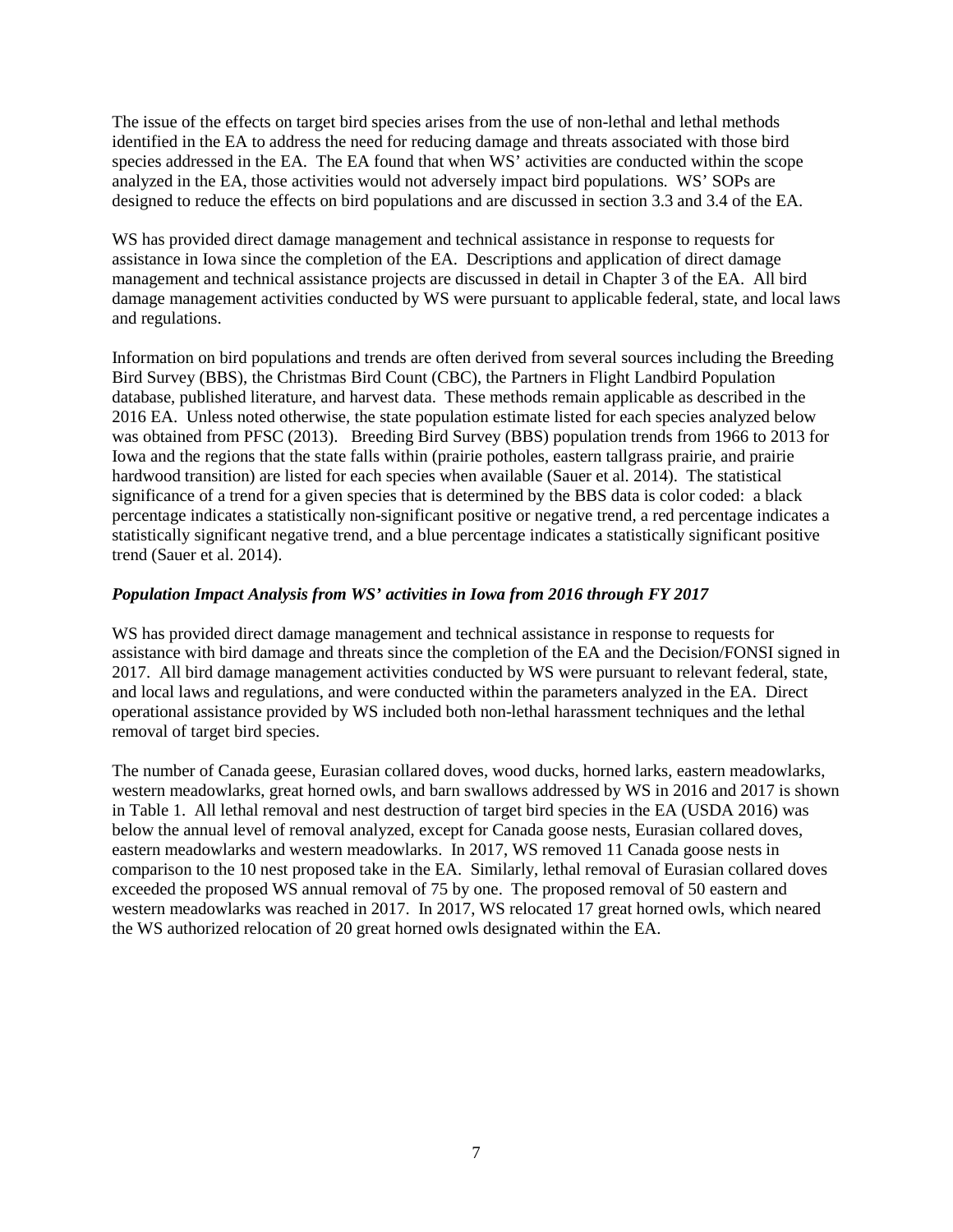The issue of the effects on target bird species arises from the use of non-lethal and lethal methods identified in the EA to address the need for reducing damage and threats associated with those bird species addressed in the EA. The EA found that when WS' activities are conducted within the scope analyzed in the EA, those activities would not adversely impact bird populations. WS' SOPs are designed to reduce the effects on bird populations and are discussed in section 3.3 and 3.4 of the EA.

WS has provided direct damage management and technical assistance in response to requests for assistance in Iowa since the completion of the EA. Descriptions and application of direct damage management and technical assistance projects are discussed in detail in Chapter 3 of the EA. All bird damage management activities conducted by WS were pursuant to applicable federal, state, and local laws and regulations.

Information on bird populations and trends are often derived from several sources including the Breeding Bird Survey (BBS), the Christmas Bird Count (CBC), the Partners in Flight Landbird Population database, published literature, and harvest data. These methods remain applicable as described in the 2016 EA. Unless noted otherwise, the state population estimate listed for each species analyzed below was obtained from PFSC (2013). Breeding Bird Survey (BBS) population trends from 1966 to 2013 for Iowa and the regions that the state falls within (prairie potholes, eastern tallgrass prairie, and prairie hardwood transition) are listed for each species when available (Sauer et al. 2014). The statistical significance of a trend for a given species that is determined by the BBS data is color coded: a black percentage indicates a statistically non-significant positive or negative trend, a red percentage indicates a statistically significant negative trend, and a blue percentage indicates a statistically significant positive trend (Sauer et al. 2014).

***Population Impact Analysis from WS' activities in Iowa from 2016 through FY 2017***

WS has provided direct damage management and technical assistance in response to requests for assistance with bird damage and threats since the completion of the EA and the Decision/FONSI signed in 2017. All bird damage management activities conducted by WS were pursuant to relevant federal, state, and local laws and regulations, and were conducted within the parameters analyzed in the EA. Direct operational assistance provided by WS included both non-lethal harassment techniques and the lethal removal of target bird species.

The number of Canada geese, Eurasian collared doves, wood ducks, horned larks, eastern meadowlarks, western meadowlarks, great horned owls, and barn swallows addressed by WS in 2016 and 2017 is shown in Table 1. All lethal removal and nest destruction of target bird species in the EA (USDA 2016) was below the annual level of removal analyzed, except for Canada goose nests, Eurasian collared doves, eastern meadowlarks and western meadowlarks. In 2017, WS removed 11 Canada goose nests in comparison to the 10 nest proposed take in the EA. Similarly, lethal removal of Eurasian collared doves exceeded the proposed WS annual removal of 75 by one. The proposed removal of 50 eastern and western meadowlarks was reached in 2017. In 2017, WS relocated 17 great horned owls, which neared the WS authorized relocation of 20 great horned owls designated within the EA.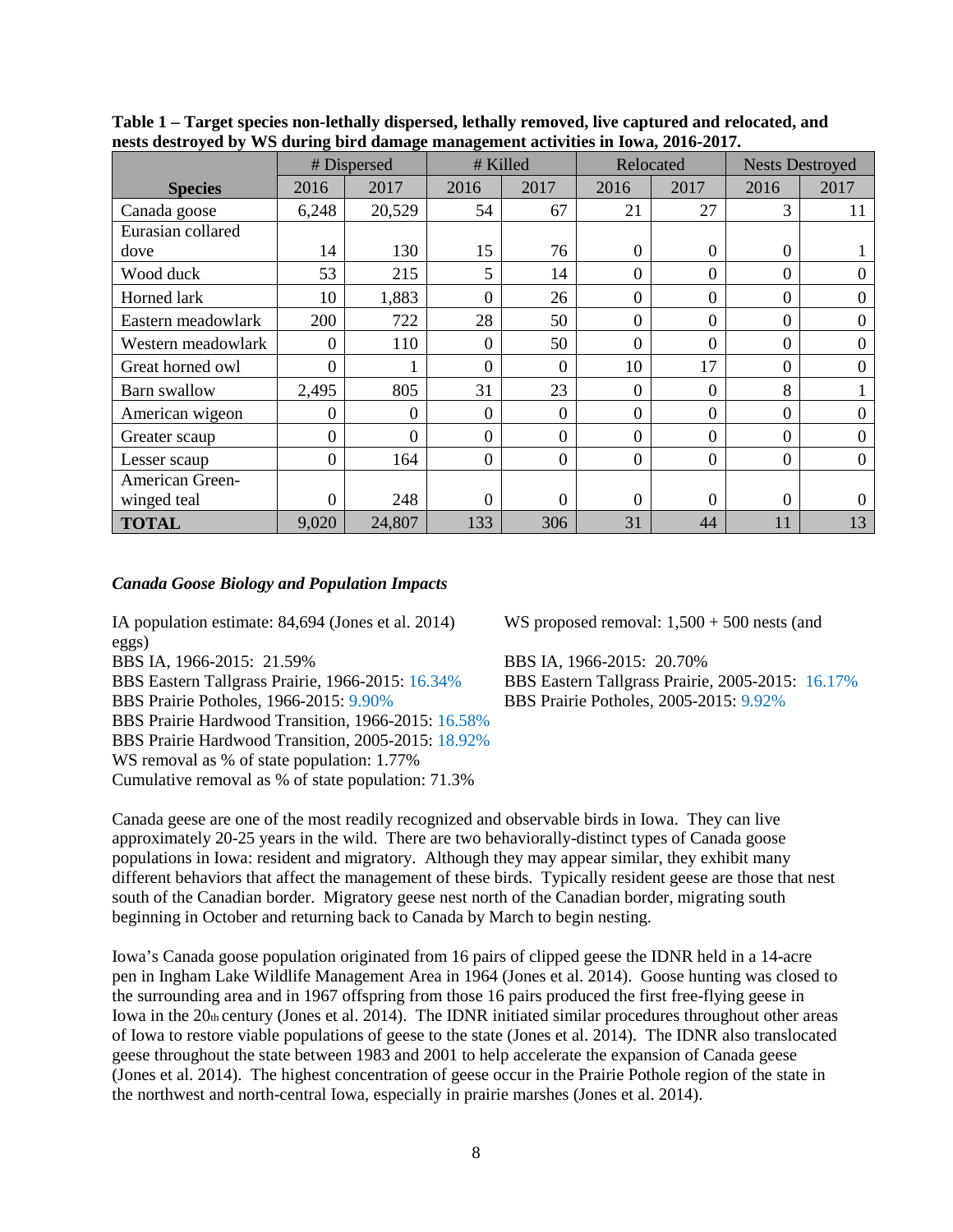**Table 1 – Target species non-lethally dispersed, lethally removed, live captured and relocated, and nests destroyed by WS during bird damage management activities in Iowa, 2016-2017.**

| Species | # Dispersed | | # Killed | | Relocated | | Nests Destroyed | |
|---|---|---|---|---|---|---|---|---|
| | 2016 | 2017 | 2016 | 2017 | 2016 | 2017 | 2016 | 2017 |
| Canada goose | 6,248 | 20,529 | 54 | 67 | 21 | 27 | 3 | 11 |
| Eurasian collared dove | 14 | 130 | 15 | 76 | 0 | 0 | 0 | 1 |
| Wood duck | 53 | 215 | 5 | 14 | 0 | 0 | 0 | 0 |
| Horned lark | 10 | 1,883 | 0 | 26 | 0 | 0 | 0 | 0 |
| Eastern meadowlark | 200 | 722 | 28 | 50 | 0 | 0 | 0 | 0 |
| Western meadowlark | 0 | 110 | 0 | 50 | 0 | 0 | 0 | 0 |
| Great horned owl | 0 | 1 | 0 | 0 | 10 | 17 | 0 | 0 |
| Barn swallow | 2,495 | 805 | 31 | 23 | 0 | 0 | 8 | 1 |
| American wigeon | 0 | 0 | 0 | 0 | 0 | 0 | 0 | 0 |
| Greater scaup | 0 | 0 | 0 | 0 | 0 | 0 | 0 | 0 |
| Lesser scaup | 0 | 164 | 0 | 0 | 0 | 0 | 0 | 0 |
| American Green-winged teal | 0 | 248 | 0 | 0 | 0 | 0 | 0 | 0 |
| **TOTAL** | 9,020 | 24,807 | 133 | 306 | 31 | 44 | 11 | 13 |

### *Canada Goose Biology and Population Impacts*

IA population estimate: 84,694 (Jones et al. 2014)
WS proposed removal: 1,500 + 500 nests (and eggs)
BBS IA, 1966-2015: 21.59%
BBS IA, 1966-2015: 20.70%
BBS Eastern Tallgrass Prairie, 1966-2015: 16.34%
BBS Eastern Tallgrass Prairie, 2005-2015: 16.17%
BBS Prairie Potholes, 1966-2015: 9.90%
BBS Prairie Potholes, 2005-2015: 9.92%
BBS Prairie Hardwood Transition, 1966-2015: 16.58%
BBS Prairie Hardwood Transition, 2005-2015: 18.92%
WS removal as % of state population: 1.77%
Cumulative removal as % of state population: 71.3%

Canada geese are one of the most readily recognized and observable birds in Iowa. They can live approximately 20-25 years in the wild. There are two behaviorally-distinct types of Canada goose populations in Iowa: resident and migratory. Although they may appear similar, they exhibit many different behaviors that affect the management of these birds. Typically resident geese are those that nest south of the Canadian border. Migratory geese nest north of the Canadian border, migrating south beginning in October and returning back to Canada by March to begin nesting.

Iowa's Canada goose population originated from 16 pairs of clipped geese the IDNR held in a 14-acre pen in Ingham Lake Wildlife Management Area in 1964 (Jones et al. 2014). Goose hunting was closed to the surrounding area and in 1967 offspring from those 16 pairs produced the first free-flying geese in Iowa in the 20th century (Jones et al. 2014). The IDNR initiated similar procedures throughout other areas of Iowa to restore viable populations of geese to the state (Jones et al. 2014). The IDNR also translocated geese throughout the state between 1983 and 2001 to help accelerate the expansion of Canada geese (Jones et al. 2014). The highest concentration of geese occur in the Prairie Pothole region of the state in the northwest and north-central Iowa, especially in prairie marshes (Jones et al. 2014).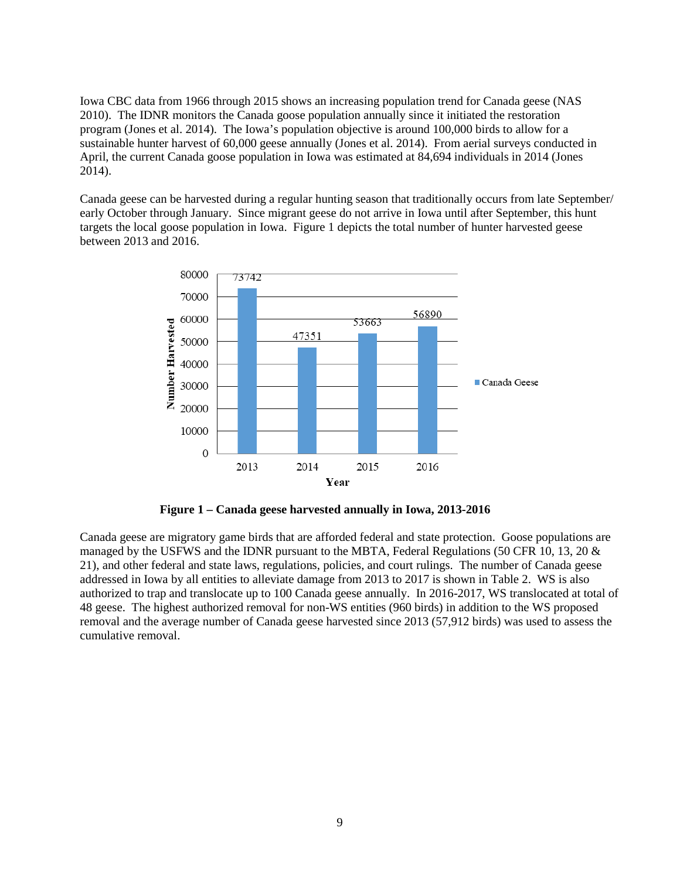Iowa CBC data from 1966 through 2015 shows an increasing population trend for Canada geese (NAS 2010). The IDNR monitors the Canada goose population annually since it initiated the restoration program (Jones et al. 2014). The Iowa's population objective is around 100,000 birds to allow for a sustainable hunter harvest of 60,000 geese annually (Jones et al. 2014). From aerial surveys conducted in April, the current Canada goose population in Iowa was estimated at 84,694 individuals in 2014 (Jones 2014).

Canada geese can be harvested during a regular hunting season that traditionally occurs from late September/ early October through January. Since migrant geese do not arrive in Iowa until after September, this hunt targets the local goose population in Iowa. Figure 1 depicts the total number of hunter harvested geese between 2013 and 2016.

**Figure 1 – Canada geese harvested annually in Iowa, 2013-2016**

Canada geese are migratory game birds that are afforded federal and state protection. Goose populations are managed by the USFWS and the IDNR pursuant to the MBTA, Federal Regulations (50 CFR 10, 13, 20 & 21), and other federal and state laws, regulations, policies, and court rulings. The number of Canada geese addressed in Iowa by all entities to alleviate damage from 2013 to 2017 is shown in Table 2. WS is also authorized to trap and translocate up to 100 Canada geese annually. In 2016-2017, WS translocated at total of 48 geese. The highest authorized removal for non-WS entities (960 birds) in addition to the WS proposed removal and the average number of Canada geese harvested since 2013 (57,912 birds) was used to assess the cumulative removal.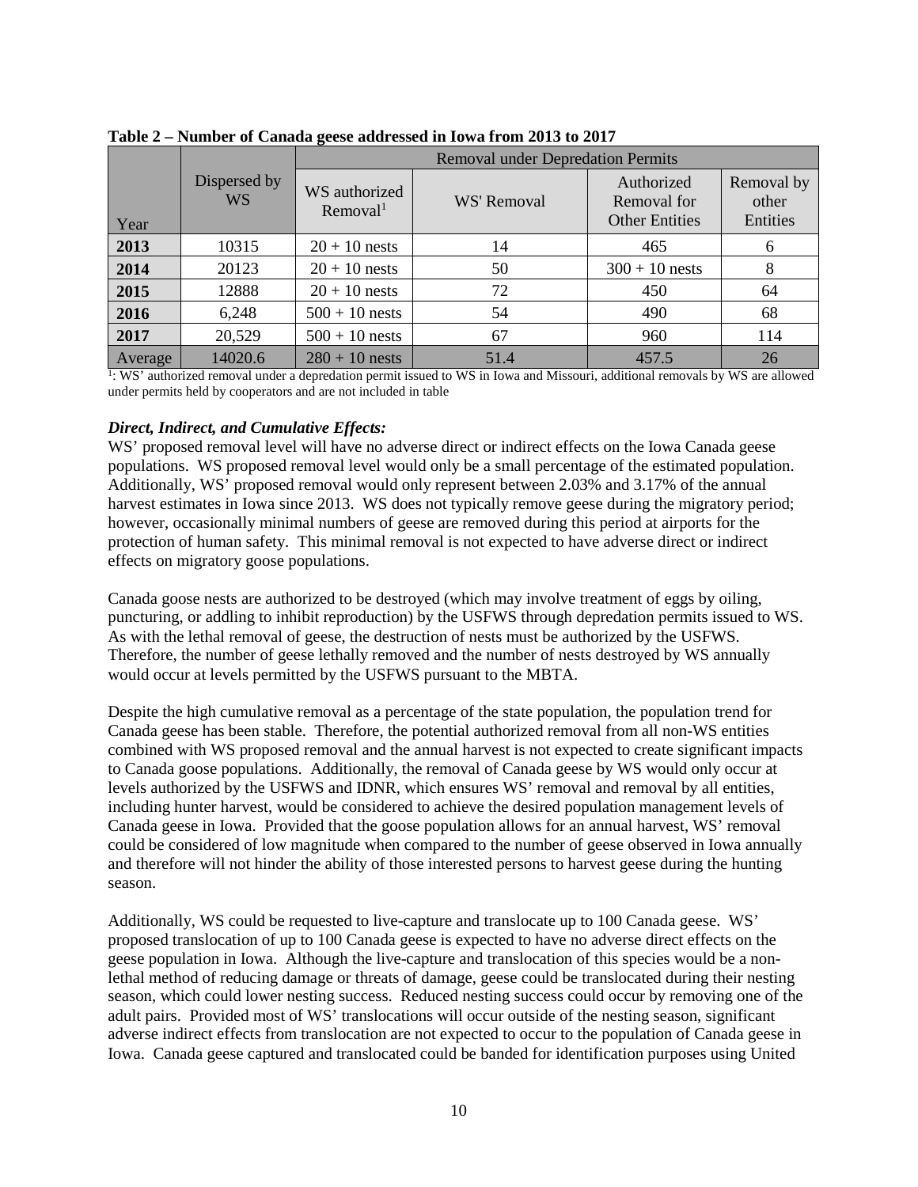**Table 2 – Number of Canada geese addressed in Iowa from 2013 to 2017**

| Year | Dispersed by WS | Removal under Depredation Permits | | | |
|---|---|---|---|---|---|
| | | WS authorized Removal[1] | WS' Removal | Authorized Removal for Other Entities | Removal by other Entities |
| **2013** | 10315 | 20 + 10 nests | 14 | 465 | 6 |
| **2014** | 20123 | 20 + 10 nests | 50 | 300 + 10 nests | 8 |
| **2015** | 12888 | 20 + 10 nests | 72 | 450 | 64 |
| **2016** | 6,248 | 500 + 10 nests | 54 | 490 | 68 |
| **2017** | 20,529 | 500 + 10 nests | 67 | 960 | 114 |
| Average | 14020.6 | 280 + 10 nests | 51.4 | 457.5 | 26 |

[1]: WS' authorized removal under a depredation permit issued to WS in Iowa and Missouri, additional removals by WS are allowed under permits held by cooperators and are not included in table

***Direct, Indirect, and Cumulative Effects:***

WS' proposed removal level will have no adverse direct or indirect effects on the Iowa Canada geese populations. WS proposed removal level would only be a small percentage of the estimated population. Additionally, WS' proposed removal would only represent between 2.03% and 3.17% of the annual harvest estimates in Iowa since 2013. WS does not typically remove geese during the migratory period; however, occasionally minimal numbers of geese are removed during this period at airports for the protection of human safety. This minimal removal is not expected to have adverse direct or indirect effects on migratory goose populations.

Canada goose nests are authorized to be destroyed (which may involve treatment of eggs by oiling, puncturing, or addling to inhibit reproduction) by the USFWS through depredation permits issued to WS. As with the lethal removal of geese, the destruction of nests must be authorized by the USFWS. Therefore, the number of geese lethally removed and the number of nests destroyed by WS annually would occur at levels permitted by the USFWS pursuant to the MBTA.

Despite the high cumulative removal as a percentage of the state population, the population trend for Canada geese has been stable. Therefore, the potential authorized removal from all non-WS entities combined with WS proposed removal and the annual harvest is not expected to create significant impacts to Canada goose populations. Additionally, the removal of Canada geese by WS would only occur at levels authorized by the USFWS and IDNR, which ensures WS' removal and removal by all entities, including hunter harvest, would be considered to achieve the desired population management levels of Canada geese in Iowa. Provided that the goose population allows for an annual harvest, WS' removal could be considered of low magnitude when compared to the number of geese observed in Iowa annually and therefore will not hinder the ability of those interested persons to harvest geese during the hunting season.

Additionally, WS could be requested to live-capture and translocate up to 100 Canada geese. WS' proposed translocation of up to 100 Canada geese is expected to have no adverse direct effects on the geese population in Iowa. Although the live-capture and translocation of this species would be a non-lethal method of reducing damage or threats of damage, geese could be translocated during their nesting season, which could lower nesting success. Reduced nesting success could occur by removing one of the adult pairs. Provided most of WS' translocations will occur outside of the nesting season, significant adverse indirect effects from translocation are not expected to occur to the population of Canada geese in Iowa. Canada geese captured and translocated could be banded for identification purposes using United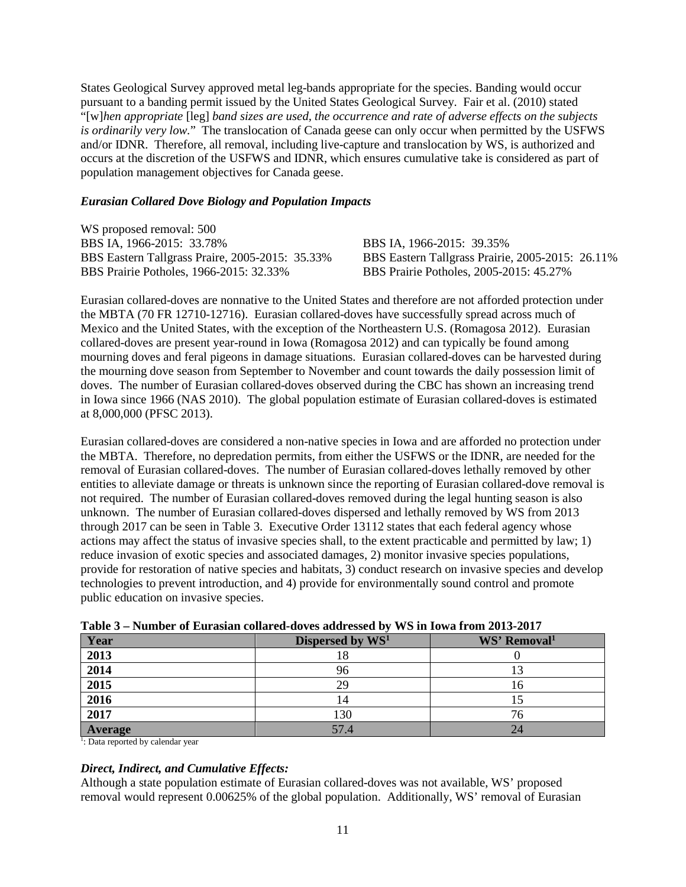States Geological Survey approved metal leg-bands appropriate for the species. Banding would occur pursuant to a banding permit issued by the United States Geological Survey. Fair et al. (2010) stated "[w]*hen appropriate* [leg] *band sizes are used, the occurrence and rate of adverse effects on the subjects is ordinarily very low*." The translocation of Canada geese can only occur when permitted by the USFWS and/or IDNR. Therefore, all removal, including live-capture and translocation by WS, is authorized and occurs at the discretion of the USFWS and IDNR, which ensures cumulative take is considered as part of population management objectives for Canada geese.

### *Eurasian Collared Dove Biology and Population Impacts*

WS proposed removal: 500

BBS IA, 1966-2015: 33.78%
BBS Eastern Tallgrass Praire, 2005-2015: 35.33%
BBS Prairie Potholes, 1966-2015: 32.33%

BBS IA, 1966-2015: 39.35%
BBS Eastern Tallgrass Prairie, 2005-2015: 26.11%
BBS Prairie Potholes, 2005-2015: 45.27%

Eurasian collared-doves are nonnative to the United States and therefore are not afforded protection under the MBTA (70 FR 12710-12716). Eurasian collared-doves have successfully spread across much of Mexico and the United States, with the exception of the Northeastern U.S. (Romagosa 2012). Eurasian collared-doves are present year-round in Iowa (Romagosa 2012) and can typically be found among mourning doves and feral pigeons in damage situations. Eurasian collared-doves can be harvested during the mourning dove season from September to November and count towards the daily possession limit of doves. The number of Eurasian collared-doves observed during the CBC has shown an increasing trend in Iowa since 1966 (NAS 2010). The global population estimate of Eurasian collared-doves is estimated at 8,000,000 (PFSC 2013).

Eurasian collared-doves are considered a non-native species in Iowa and are afforded no protection under the MBTA. Therefore, no depredation permits, from either the USFWS or the IDNR, are needed for the removal of Eurasian collared-doves. The number of Eurasian collared-doves lethally removed by other entities to alleviate damage or threats is unknown since the reporting of Eurasian collared-dove removal is not required. The number of Eurasian collared-doves removed during the legal hunting season is also unknown. The number of Eurasian collared-doves dispersed and lethally removed by WS from 2013 through 2017 can be seen in Table 3. Executive Order 13112 states that each federal agency whose actions may affect the status of invasive species shall, to the extent practicable and permitted by law; 1) reduce invasion of exotic species and associated damages, 2) monitor invasive species populations, provide for restoration of native species and habitats, 3) conduct research on invasive species and develop technologies to prevent introduction, and 4) provide for environmentally sound control and promote public education on invasive species.

**Table 3 – Number of Eurasian collared-doves addressed by WS in Iowa from 2013-2017**

| Year | Dispersed by WS[1] | WS' Removal[1] |
|---|---|---|
| **2013** | 18 | 0 |
| **2014** | 96 | 13 |
| **2015** | 29 | 16 |
| **2016** | 14 | 15 |
| **2017** | 130 | 76 |
| **Average** | 57.4 | 24 |

[1]: Data reported by calendar year

### *Direct, Indirect, and Cumulative Effects:*

Although a state population estimate of Eurasian collared-doves was not available, WS' proposed removal would represent 0.00625% of the global population. Additionally, WS' removal of Eurasian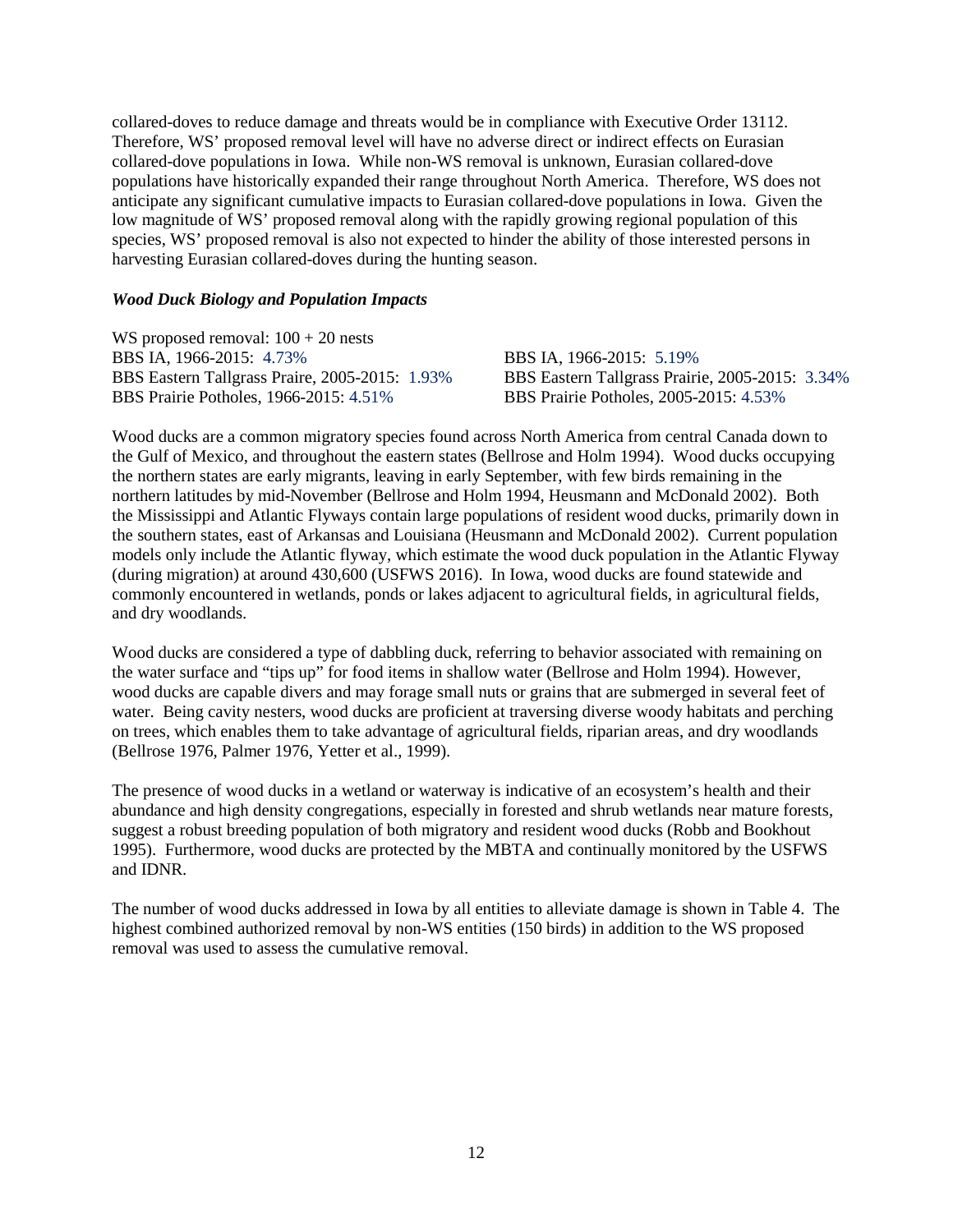collared-doves to reduce damage and threats would be in compliance with Executive Order 13112. Therefore, WS' proposed removal level will have no adverse direct or indirect effects on Eurasian collared-dove populations in Iowa. While non-WS removal is unknown, Eurasian collared-dove populations have historically expanded their range throughout North America. Therefore, WS does not anticipate any significant cumulative impacts to Eurasian collared-dove populations in Iowa. Given the low magnitude of WS' proposed removal along with the rapidly growing regional population of this species, WS' proposed removal is also not expected to hinder the ability of those interested persons in harvesting Eurasian collared-doves during the hunting season.

***Wood Duck Biology and Population Impacts***

WS proposed removal: 100 + 20 nests

| | |
|---|---|
| BBS IA, 1966-2015: 4.73% | BBS IA, 1966-2015: 5.19% |
| BBS Eastern Tallgrass Praire, 2005-2015: 1.93% | BBS Eastern Tallgrass Prairie, 2005-2015: 3.34% |
| BBS Prairie Potholes, 1966-2015: 4.51% | BBS Prairie Potholes, 2005-2015: 4.53% |

Wood ducks are a common migratory species found across North America from central Canada down to the Gulf of Mexico, and throughout the eastern states (Bellrose and Holm 1994). Wood ducks occupying the northern states are early migrants, leaving in early September, with few birds remaining in the northern latitudes by mid-November (Bellrose and Holm 1994, Heusmann and McDonald 2002). Both the Mississippi and Atlantic Flyways contain large populations of resident wood ducks, primarily down in the southern states, east of Arkansas and Louisiana (Heusmann and McDonald 2002). Current population models only include the Atlantic flyway, which estimate the wood duck population in the Atlantic Flyway (during migration) at around 430,600 (USFWS 2016). In Iowa, wood ducks are found statewide and commonly encountered in wetlands, ponds or lakes adjacent to agricultural fields, in agricultural fields, and dry woodlands.

Wood ducks are considered a type of dabbling duck, referring to behavior associated with remaining on the water surface and "tips up" for food items in shallow water (Bellrose and Holm 1994). However, wood ducks are capable divers and may forage small nuts or grains that are submerged in several feet of water. Being cavity nesters, wood ducks are proficient at traversing diverse woody habitats and perching on trees, which enables them to take advantage of agricultural fields, riparian areas, and dry woodlands (Bellrose 1976, Palmer 1976, Yetter et al., 1999).

The presence of wood ducks in a wetland or waterway is indicative of an ecosystem's health and their abundance and high density congregations, especially in forested and shrub wetlands near mature forests, suggest a robust breeding population of both migratory and resident wood ducks (Robb and Bookhout 1995). Furthermore, wood ducks are protected by the MBTA and continually monitored by the USFWS and IDNR.

The number of wood ducks addressed in Iowa by all entities to alleviate damage is shown in Table 4. The highest combined authorized removal by non-WS entities (150 birds) in addition to the WS proposed removal was used to assess the cumulative removal.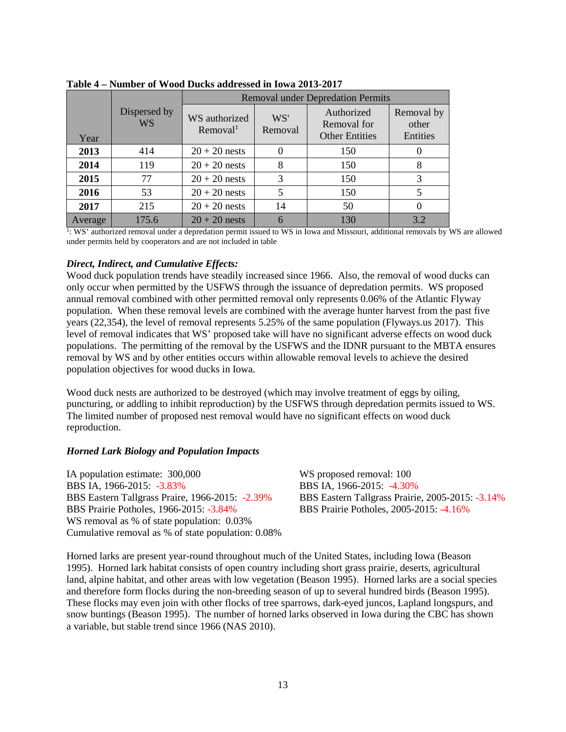**Table 4 – Number of Wood Ducks addressed in Iowa 2013-2017**

| Year | Dispersed by WS | Removal under Depredation Permits | | | |
|---|---|---|---|---|---|
| | | WS authorized Removal[1] | WS' Removal | Authorized Removal for Other Entities | Removal by other Entities |
| **2013** | 414 | 20 + 20 nests | 0 | 150 | 0 |
| **2014** | 119 | 20 + 20 nests | 8 | 150 | 8 |
| **2015** | 77 | 20 + 20 nests | 3 | 150 | 3 |
| **2016** | 53 | 20 + 20 nests | 5 | 150 | 5 |
| **2017** | 215 | 20 + 20 nests | 14 | 50 | 0 |
| Average | 175.6 | 20 + 20 nests | 6 | 130 | 3.2 |

[1]: WS' authorized removal under a depredation permit issued to WS in Iowa and Missouri, additional removals by WS are allowed under permits held by cooperators and are not included in table

***Direct, Indirect, and Cumulative Effects:***

Wood duck population trends have steadily increased since 1966. Also, the removal of wood ducks can only occur when permitted by the USFWS through the issuance of depredation permits. WS proposed annual removal combined with other permitted removal only represents 0.06% of the Atlantic Flyway population. When these removal levels are combined with the average hunter harvest from the past five years (22,354), the level of removal represents 5.25% of the same population (Flyways.us 2017). This level of removal indicates that WS' proposed take will have no significant adverse effects on wood duck populations. The permitting of the removal by the USFWS and the IDNR pursuant to the MBTA ensures removal by WS and by other entities occurs within allowable removal levels to achieve the desired population objectives for wood ducks in Iowa.

Wood duck nests are authorized to be destroyed (which may involve treatment of eggs by oiling, puncturing, or addling to inhibit reproduction) by the USFWS through depredation permits issued to WS. The limited number of proposed nest removal would have no significant effects on wood duck reproduction.

***Horned Lark Biology and Population Impacts***

IA population estimate: 300,000
BBS IA, 1966-2015: -3.83%
BBS Eastern Tallgrass Praire, 1966-2015: -2.39%
BBS Prairie Potholes, 1966-2015: -3.84%
WS removal as % of state population: 0.03%
Cumulative removal as % of state population: 0.08%

WS proposed removal: 100
BBS IA, 1966-2015: -4.30%
BBS Eastern Tallgrass Prairie, 2005-2015: -3.14%
BBS Prairie Potholes, 2005-2015: -4.16%

Horned larks are present year-round throughout much of the United States, including Iowa (Beason 1995). Horned lark habitat consists of open country including short grass prairie, deserts, agricultural land, alpine habitat, and other areas with low vegetation (Beason 1995). Horned larks are a social species and therefore form flocks during the non-breeding season of up to several hundred birds (Beason 1995). These flocks may even join with other flocks of tree sparrows, dark-eyed juncos, Lapland longspurs, and snow buntings (Beason 1995). The number of horned larks observed in Iowa during the CBC has shown a variable, but stable trend since 1966 (NAS 2010).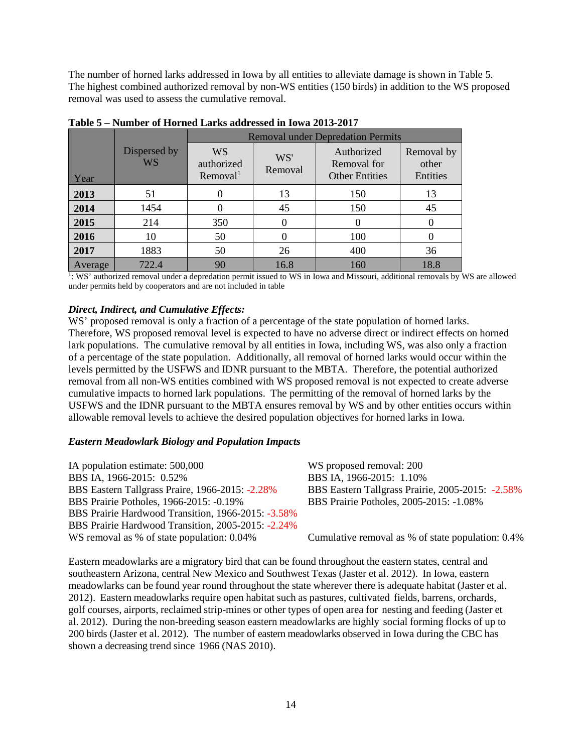The number of horned larks addressed in Iowa by all entities to alleviate damage is shown in Table 5. The highest combined authorized removal by non-WS entities (150 birds) in addition to the WS proposed removal was used to assess the cumulative removal.

**Table 5 – Number of Horned Larks addressed in Iowa 2013-2017**

| Year | Dispersed by WS | Removal under Depredation Permits | | | |
|---|---|---|---|---|---|
| | | WS authorized Removal[1] | WS' Removal | Authorized Removal for Other Entities | Removal by other Entities |
| **2013** | 51 | 0 | 13 | 150 | 13 |
| **2014** | 1454 | 0 | 45 | 150 | 45 |
| **2015** | 214 | 350 | 0 | 0 | 0 |
| **2016** | 10 | 50 | 0 | 100 | 0 |
| **2017** | 1883 | 50 | 26 | 400 | 36 |
| Average | 722.4 | 90 | 16.8 | 160 | 18.8 |

[1]: WS' authorized removal under a depredation permit issued to WS in Iowa and Missouri, additional removals by WS are allowed under permits held by cooperators and are not included in table

***Direct, Indirect, and Cumulative Effects:***

WS' proposed removal is only a fraction of a percentage of the state population of horned larks. Therefore, WS proposed removal level is expected to have no adverse direct or indirect effects on horned lark populations. The cumulative removal by all entities in Iowa, including WS, was also only a fraction of a percentage of the state population. Additionally, all removal of horned larks would occur within the levels permitted by the USFWS and IDNR pursuant to the MBTA. Therefore, the potential authorized removal from all non-WS entities combined with WS proposed removal is not expected to create adverse cumulative impacts to horned lark populations. The permitting of the removal of horned larks by the USFWS and the IDNR pursuant to the MBTA ensures removal by WS and by other entities occurs within allowable removal levels to achieve the desired population objectives for horned larks in Iowa.

***Eastern Meadowlark Biology and Population Impacts***

IA population estimate: 500,000
BBS IA, 1966-2015: 0.52%
BBS Eastern Tallgrass Praire, 1966-2015: -2.28%
BBS Prairie Potholes, 1966-2015: -0.19%
BBS Prairie Hardwood Transition, 1966-2015: -3.58%
BBS Prairie Hardwood Transition, 2005-2015: -2.24%
WS removal as % of state population: 0.04%

WS proposed removal: 200
BBS IA, 1966-2015: 1.10%
BBS Eastern Tallgrass Prairie, 2005-2015: -2.58%
BBS Prairie Potholes, 2005-2015: -1.08%

Cumulative removal as % of state population: 0.4%

Eastern meadowlarks are a migratory bird that can be found throughout the eastern states, central and southeastern Arizona, central New Mexico and Southwest Texas (Jaster et al. 2012). In Iowa, eastern meadowlarks can be found year round throughout the state wherever there is adequate habitat (Jaster et al. 2012). Eastern meadowlarks require open habitat such as pastures, cultivated fields, barrens, orchards, golf courses, airports, reclaimed strip-mines or other types of open area for nesting and feeding (Jaster et al. 2012). During the non-breeding season eastern meadowlarks are highly social forming flocks of up to 200 birds (Jaster et al. 2012). The number of eastern meadowlarks observed in Iowa during the CBC has shown a decreasing trend since 1966 (NAS 2010).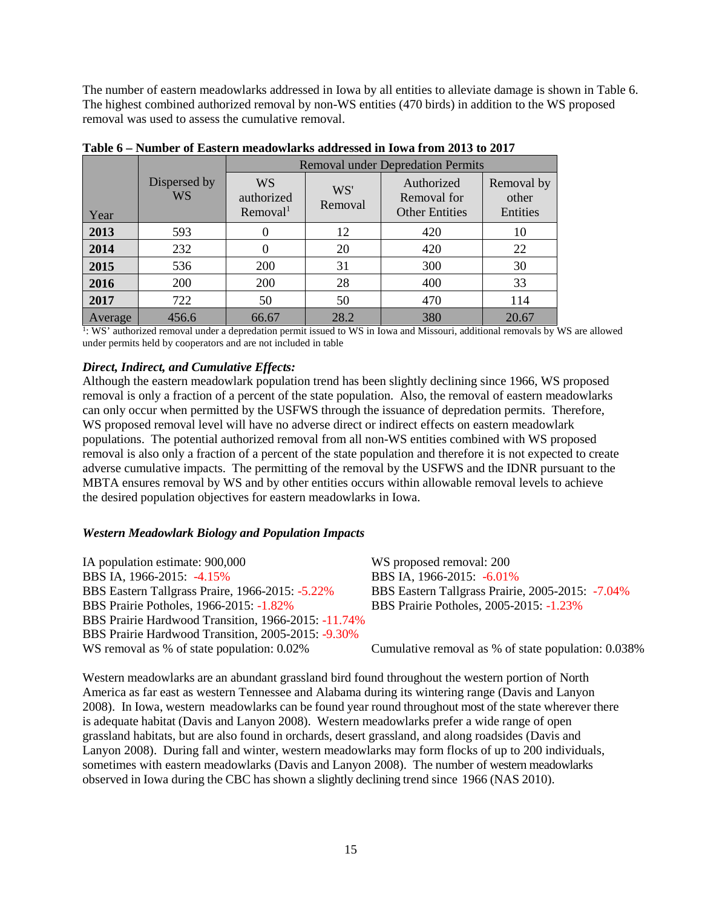The number of eastern meadowlarks addressed in Iowa by all entities to alleviate damage is shown in Table 6. The highest combined authorized removal by non-WS entities (470 birds) in addition to the WS proposed removal was used to assess the cumulative removal.

**Table 6 – Number of Eastern meadowlarks addressed in Iowa from 2013 to 2017**

| Year | Dispersed by WS | Removal under Depredation Permits | | | |
|---|---|---|---|---|---|
| | | WS authorized Removal[1] | WS' Removal | Authorized Removal for Other Entities | Removal by other Entities |
| **2013** | 593 | 0 | 12 | 420 | 10 |
| **2014** | 232 | 0 | 20 | 420 | 22 |
| **2015** | 536 | 200 | 31 | 300 | 30 |
| **2016** | 200 | 200 | 28 | 400 | 33 |
| **2017** | 722 | 50 | 50 | 470 | 114 |
| Average | 456.6 | 66.67 | 28.2 | 380 | 20.67 |

[1]: WS' authorized removal under a depredation permit issued to WS in Iowa and Missouri, additional removals by WS are allowed under permits held by cooperators and are not included in table

***Direct, Indirect, and Cumulative Effects:***

Although the eastern meadowlark population trend has been slightly declining since 1966, WS proposed removal is only a fraction of a percent of the state population. Also, the removal of eastern meadowlarks can only occur when permitted by the USFWS through the issuance of depredation permits. Therefore, WS proposed removal level will have no adverse direct or indirect effects on eastern meadowlark populations. The potential authorized removal from all non-WS entities combined with WS proposed removal is also only a fraction of a percent of the state population and therefore it is not expected to create adverse cumulative impacts. The permitting of the removal by the USFWS and the IDNR pursuant to the MBTA ensures removal by WS and by other entities occurs within allowable removal levels to achieve the desired population objectives for eastern meadowlarks in Iowa.

***Western Meadowlark Biology and Population Impacts***

IA population estimate: 900,000
BBS IA, 1966-2015: -4.15%
BBS Eastern Tallgrass Praire, 1966-2015: -5.22%
BBS Prairie Potholes, 1966-2015: -1.82%
BBS Prairie Hardwood Transition, 1966-2015: -11.74%
BBS Prairie Hardwood Transition, 2005-2015: -9.30%
WS removal as % of state population: 0.02%

WS proposed removal: 200
BBS IA, 1966-2015: -6.01%
BBS Eastern Tallgrass Prairie, 2005-2015: -7.04%
BBS Prairie Potholes, 2005-2015: -1.23%

Cumulative removal as % of state population: 0.038%

Western meadowlarks are an abundant grassland bird found throughout the western portion of North America as far east as western Tennessee and Alabama during its wintering range (Davis and Lanyon 2008). In Iowa, western meadowlarks can be found year round throughout most of the state wherever there is adequate habitat (Davis and Lanyon 2008). Western meadowlarks prefer a wide range of open grassland habitats, but are also found in orchards, desert grassland, and along roadsides (Davis and Lanyon 2008). During fall and winter, western meadowlarks may form flocks of up to 200 individuals, sometimes with eastern meadowlarks (Davis and Lanyon 2008). The number of western meadowlarks observed in Iowa during the CBC has shown a slightly declining trend since 1966 (NAS 2010).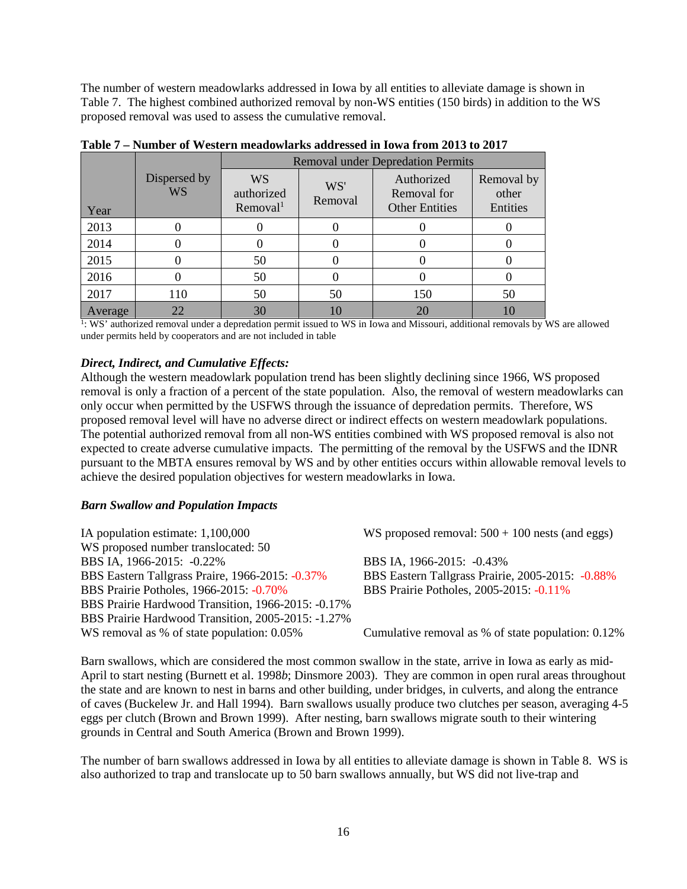The number of western meadowlarks addressed in Iowa by all entities to alleviate damage is shown in Table 7. The highest combined authorized removal by non-WS entities (150 birds) in addition to the WS proposed removal was used to assess the cumulative removal.

**Table 7 – Number of Western meadowlarks addressed in Iowa from 2013 to 2017**

| Year | Dispersed by WS | Removal under Depredation Permits | | | |
|---|---|---|---|---|---|
| | | WS authorized Removal[1] | WS' Removal | Authorized Removal for Other Entities | Removal by other Entities |
| 2013 | 0 | 0 | 0 | 0 | 0 |
| 2014 | 0 | 0 | 0 | 0 | 0 |
| 2015 | 0 | 50 | 0 | 0 | 0 |
| 2016 | 0 | 50 | 0 | 0 | 0 |
| 2017 | 110 | 50 | 50 | 150 | 50 |
| Average | 22 | 30 | 10 | 20 | 10 |

[1]: WS' authorized removal under a depredation permit issued to WS in Iowa and Missouri, additional removals by WS are allowed under permits held by cooperators and are not included in table

***Direct, Indirect, and Cumulative Effects:***

Although the western meadowlark population trend has been slightly declining since 1966, WS proposed removal is only a fraction of a percent of the state population. Also, the removal of western meadowlarks can only occur when permitted by the USFWS through the issuance of depredation permits. Therefore, WS proposed removal level will have no adverse direct or indirect effects on western meadowlark populations. The potential authorized removal from all non-WS entities combined with WS proposed removal is also not expected to create adverse cumulative impacts. The permitting of the removal by the USFWS and the IDNR pursuant to the MBTA ensures removal by WS and by other entities occurs within allowable removal levels to achieve the desired population objectives for western meadowlarks in Iowa.

***Barn Swallow and Population Impacts***

IA population estimate: 1,100,000
WS proposed removal: 500 + 100 nests (and eggs)
WS proposed number translocated: 50
BBS IA, 1966-2015: -0.22%
BBS IA, 1966-2015: -0.43%
BBS Eastern Tallgrass Praire, 1966-2015: -0.37%
BBS Eastern Tallgrass Prairie, 2005-2015: -0.88%
BBS Prairie Potholes, 1966-2015: -0.70%
BBS Prairie Potholes, 2005-2015: -0.11%
BBS Prairie Hardwood Transition, 1966-2015: -0.17%
BBS Prairie Hardwood Transition, 2005-2015: -1.27%
WS removal as % of state population: 0.05%
Cumulative removal as % of state population: 0.12%

Barn swallows, which are considered the most common swallow in the state, arrive in Iowa as early as mid-April to start nesting (Burnett et al. 1998*b*; Dinsmore 2003). They are common in open rural areas throughout the state and are known to nest in barns and other building, under bridges, in culverts, and along the entrance of caves (Buckelew Jr. and Hall 1994). Barn swallows usually produce two clutches per season, averaging 4-5 eggs per clutch (Brown and Brown 1999). After nesting, barn swallows migrate south to their wintering grounds in Central and South America (Brown and Brown 1999).

The number of barn swallows addressed in Iowa by all entities to alleviate damage is shown in Table 8. WS is also authorized to trap and translocate up to 50 barn swallows annually, but WS did not live-trap and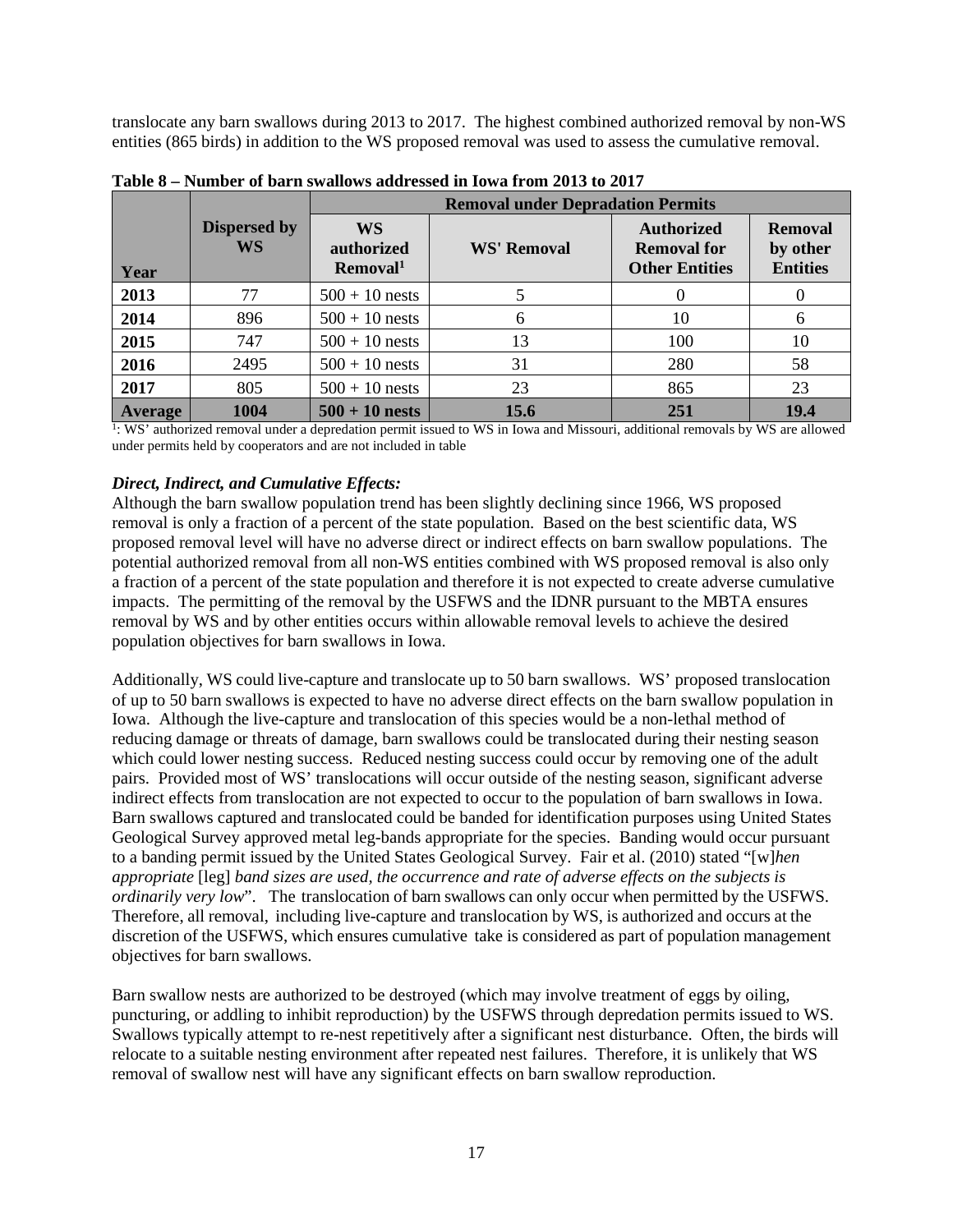translocate any barn swallows during 2013 to 2017. The highest combined authorized removal by non-WS entities (865 birds) in addition to the WS proposed removal was used to assess the cumulative removal.

**Table 8 – Number of barn swallows addressed in Iowa from 2013 to 2017**

| Year | Dispersed by WS | Removal under Depradation Permits | | | |
|---|---|---|---|---|---|
| | | WS authorized Removal[1] | WS' Removal | Authorized Removal for Other Entities | Removal by other Entities |
| **2013** | 77 | 500 + 10 nests | 5 | 0 | 0 |
| **2014** | 896 | 500 + 10 nests | 6 | 10 | 6 |
| **2015** | 747 | 500 + 10 nests | 13 | 100 | 10 |
| **2016** | 2495 | 500 + 10 nests | 31 | 280 | 58 |
| **2017** | 805 | 500 + 10 nests | 23 | 865 | 23 |
| **Average** | **1004** | **500 + 10 nests** | **15.6** | **251** | **19.4** |

[1]: WS' authorized removal under a depredation permit issued to WS in Iowa and Missouri, additional removals by WS are allowed under permits held by cooperators and are not included in table

***Direct, Indirect, and Cumulative Effects:***

Although the barn swallow population trend has been slightly declining since 1966, WS proposed removal is only a fraction of a percent of the state population. Based on the best scientific data, WS proposed removal level will have no adverse direct or indirect effects on barn swallow populations. The potential authorized removal from all non-WS entities combined with WS proposed removal is also only a fraction of a percent of the state population and therefore it is not expected to create adverse cumulative impacts. The permitting of the removal by the USFWS and the IDNR pursuant to the MBTA ensures removal by WS and by other entities occurs within allowable removal levels to achieve the desired population objectives for barn swallows in Iowa.

Additionally, WS could live-capture and translocate up to 50 barn swallows. WS' proposed translocation of up to 50 barn swallows is expected to have no adverse direct effects on the barn swallow population in Iowa. Although the live-capture and translocation of this species would be a non-lethal method of reducing damage or threats of damage, barn swallows could be translocated during their nesting season which could lower nesting success. Reduced nesting success could occur by removing one of the adult pairs. Provided most of WS' translocations will occur outside of the nesting season, significant adverse indirect effects from translocation are not expected to occur to the population of barn swallows in Iowa. Barn swallows captured and translocated could be banded for identification purposes using United States Geological Survey approved metal leg-bands appropriate for the species. Banding would occur pursuant to a banding permit issued by the United States Geological Survey. Fair et al. (2010) stated "[w]*hen appropriate* [leg] *band sizes are used, the occurrence and rate of adverse effects on the subjects is ordinarily very low*". The translocation of barn swallows can only occur when permitted by the USFWS. Therefore, all removal, including live-capture and translocation by WS, is authorized and occurs at the discretion of the USFWS, which ensures cumulative take is considered as part of population management objectives for barn swallows.

Barn swallow nests are authorized to be destroyed (which may involve treatment of eggs by oiling, puncturing, or addling to inhibit reproduction) by the USFWS through depredation permits issued to WS. Swallows typically attempt to re-nest repetitively after a significant nest disturbance. Often, the birds will relocate to a suitable nesting environment after repeated nest failures. Therefore, it is unlikely that WS removal of swallow nest will have any significant effects on barn swallow reproduction.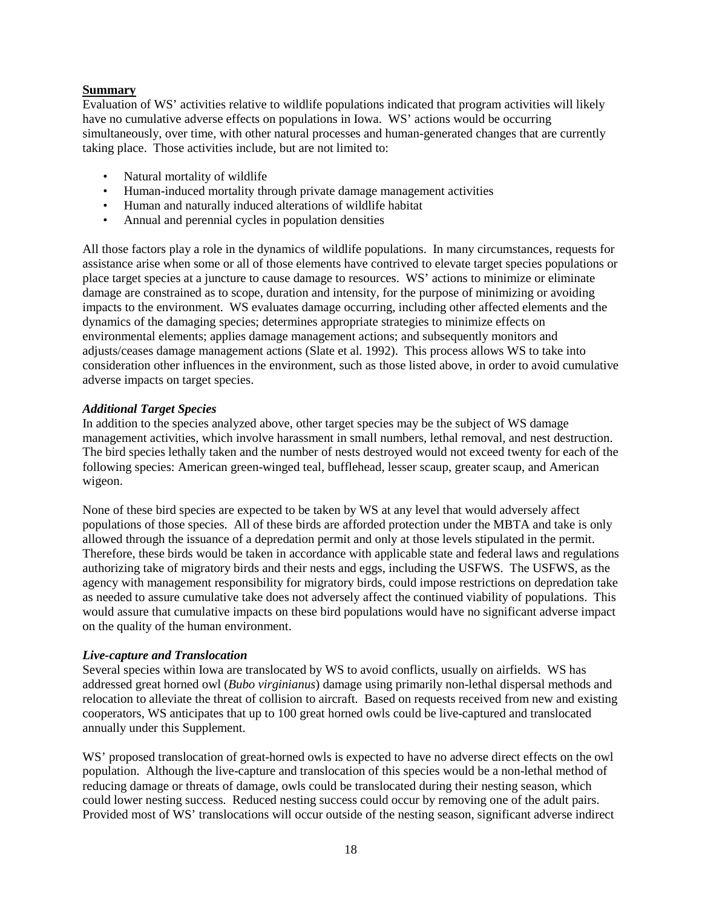**Summary**

Evaluation of WS' activities relative to wildlife populations indicated that program activities will likely have no cumulative adverse effects on populations in Iowa. WS' actions would be occurring simultaneously, over time, with other natural processes and human-generated changes that are currently taking place. Those activities include, but are not limited to:

- Natural mortality of wildlife
- Human-induced mortality through private damage management activities
- Human and naturally induced alterations of wildlife habitat
- Annual and perennial cycles in population densities

All those factors play a role in the dynamics of wildlife populations. In many circumstances, requests for assistance arise when some or all of those elements have contrived to elevate target species populations or place target species at a juncture to cause damage to resources. WS' actions to minimize or eliminate damage are constrained as to scope, duration and intensity, for the purpose of minimizing or avoiding impacts to the environment. WS evaluates damage occurring, including other affected elements and the dynamics of the damaging species; determines appropriate strategies to minimize effects on environmental elements; applies damage management actions; and subsequently monitors and adjusts/ceases damage management actions (Slate et al. 1992). This process allows WS to take into consideration other influences in the environment, such as those listed above, in order to avoid cumulative adverse impacts on target species.

***Additional Target Species***

In addition to the species analyzed above, other target species may be the subject of WS damage management activities, which involve harassment in small numbers, lethal removal, and nest destruction. The bird species lethally taken and the number of nests destroyed would not exceed twenty for each of the following species: American green-winged teal, bufflehead, lesser scaup, greater scaup, and American wigeon.

None of these bird species are expected to be taken by WS at any level that would adversely affect populations of those species. All of these birds are afforded protection under the MBTA and take is only allowed through the issuance of a depredation permit and only at those levels stipulated in the permit. Therefore, these birds would be taken in accordance with applicable state and federal laws and regulations authorizing take of migratory birds and their nests and eggs, including the USFWS. The USFWS, as the agency with management responsibility for migratory birds, could impose restrictions on depredation take as needed to assure cumulative take does not adversely affect the continued viability of populations. This would assure that cumulative impacts on these bird populations would have no significant adverse impact on the quality of the human environment.

***Live-capture and Translocation***

Several species within Iowa are translocated by WS to avoid conflicts, usually on airfields. WS has addressed great horned owl (*Bubo virginianus*) damage using primarily non-lethal dispersal methods and relocation to alleviate the threat of collision to aircraft. Based on requests received from new and existing cooperators, WS anticipates that up to 100 great horned owls could be live-captured and translocated annually under this Supplement.

WS' proposed translocation of great-horned owls is expected to have no adverse direct effects on the owl population. Although the live-capture and translocation of this species would be a non-lethal method of reducing damage or threats of damage, owls could be translocated during their nesting season, which could lower nesting success. Reduced nesting success could occur by removing one of the adult pairs. Provided most of WS' translocations will occur outside of the nesting season, significant adverse indirect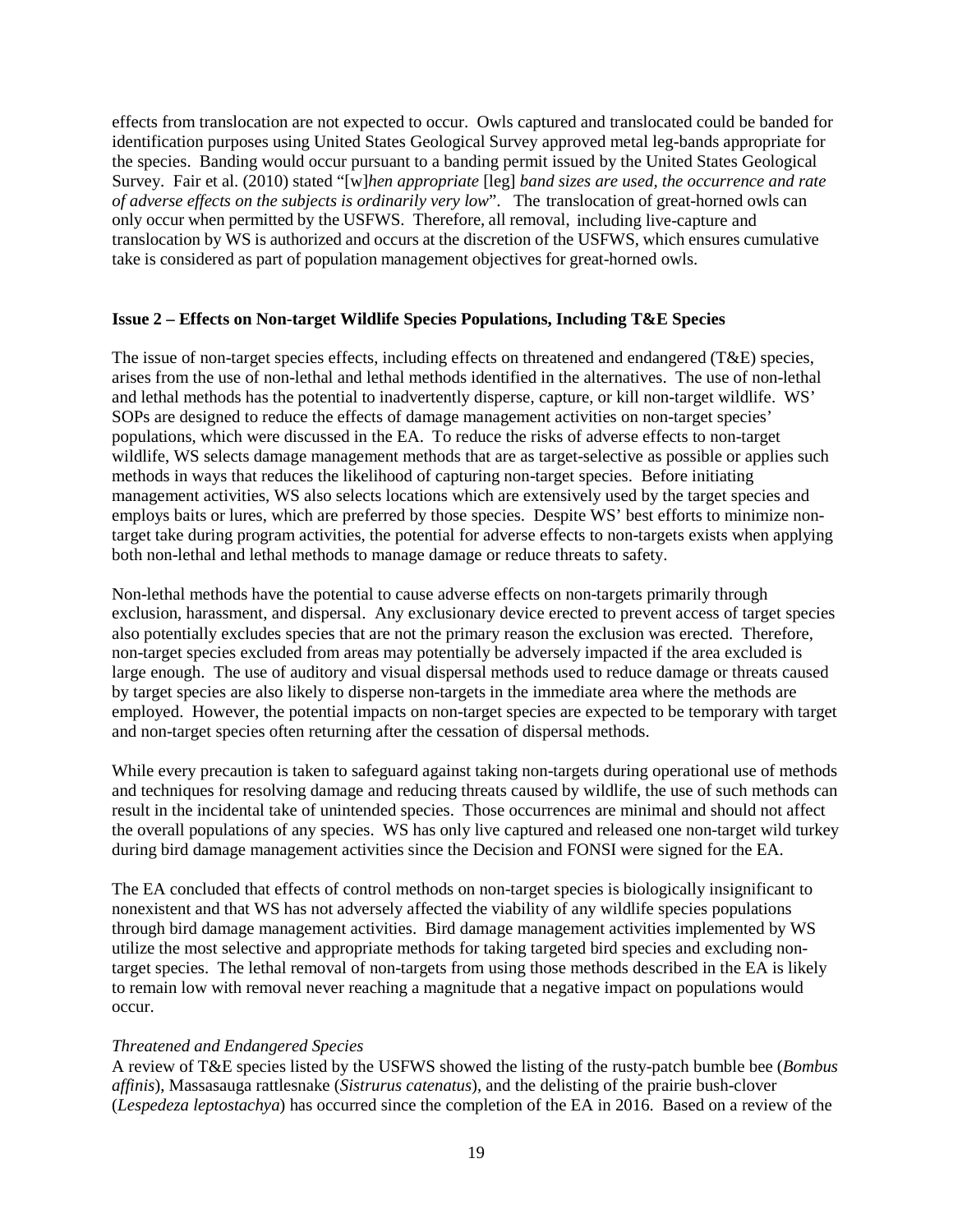effects from translocation are not expected to occur. Owls captured and translocated could be banded for identification purposes using United States Geological Survey approved metal leg-bands appropriate for the species. Banding would occur pursuant to a banding permit issued by the United States Geological Survey. Fair et al. (2010) stated "[w]*hen appropriate* [leg] *band sizes are used, the occurrence and rate of adverse effects on the subjects is ordinarily very low*". The translocation of great-horned owls can only occur when permitted by the USFWS. Therefore, all removal, including live-capture and translocation by WS is authorized and occurs at the discretion of the USFWS, which ensures cumulative take is considered as part of population management objectives for great-horned owls.

**Issue 2 – Effects on Non-target Wildlife Species Populations, Including T&E Species**

The issue of non-target species effects, including effects on threatened and endangered (T&E) species, arises from the use of non-lethal and lethal methods identified in the alternatives. The use of non-lethal and lethal methods has the potential to inadvertently disperse, capture, or kill non-target wildlife. WS' SOPs are designed to reduce the effects of damage management activities on non-target species' populations, which were discussed in the EA. To reduce the risks of adverse effects to non-target wildlife, WS selects damage management methods that are as target-selective as possible or applies such methods in ways that reduces the likelihood of capturing non-target species. Before initiating management activities, WS also selects locations which are extensively used by the target species and employs baits or lures, which are preferred by those species. Despite WS' best efforts to minimize non-target take during program activities, the potential for adverse effects to non-targets exists when applying both non-lethal and lethal methods to manage damage or reduce threats to safety.

Non-lethal methods have the potential to cause adverse effects on non-targets primarily through exclusion, harassment, and dispersal. Any exclusionary device erected to prevent access of target species also potentially excludes species that are not the primary reason the exclusion was erected. Therefore, non-target species excluded from areas may potentially be adversely impacted if the area excluded is large enough. The use of auditory and visual dispersal methods used to reduce damage or threats caused by target species are also likely to disperse non-targets in the immediate area where the methods are employed. However, the potential impacts on non-target species are expected to be temporary with target and non-target species often returning after the cessation of dispersal methods.

While every precaution is taken to safeguard against taking non-targets during operational use of methods and techniques for resolving damage and reducing threats caused by wildlife, the use of such methods can result in the incidental take of unintended species. Those occurrences are minimal and should not affect the overall populations of any species. WS has only live captured and released one non-target wild turkey during bird damage management activities since the Decision and FONSI were signed for the EA.

The EA concluded that effects of control methods on non-target species is biologically insignificant to nonexistent and that WS has not adversely affected the viability of any wildlife species populations through bird damage management activities. Bird damage management activities implemented by WS utilize the most selective and appropriate methods for taking targeted bird species and excluding non-target species. The lethal removal of non-targets from using those methods described in the EA is likely to remain low with removal never reaching a magnitude that a negative impact on populations would occur.

*Threatened and Endangered Species*

A review of T&E species listed by the USFWS showed the listing of the rusty-patch bumble bee (*Bombus affinis*), Massasauga rattlesnake (*Sistrurus catenatus*), and the delisting of the prairie bush-clover (*Lespedeza leptostachya*) has occurred since the completion of the EA in 2016. Based on a review of the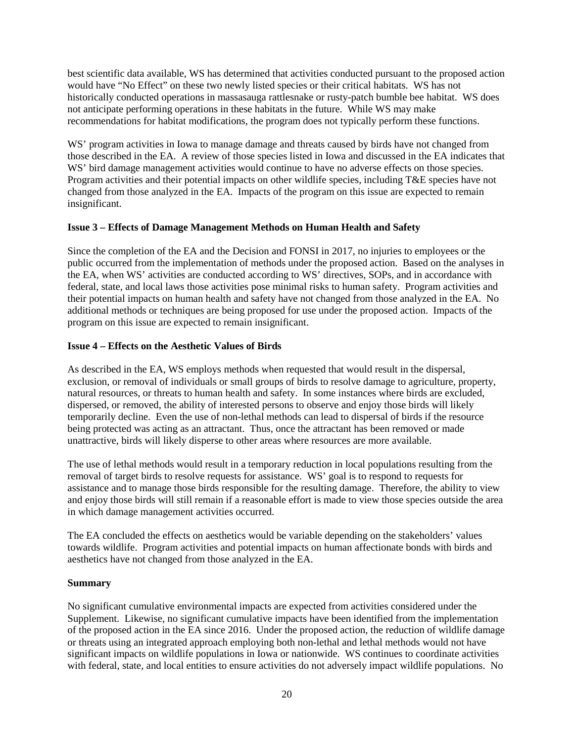best scientific data available, WS has determined that activities conducted pursuant to the proposed action would have "No Effect" on these two newly listed species or their critical habitats. WS has not historically conducted operations in massasauga rattlesnake or rusty-patch bumble bee habitat. WS does not anticipate performing operations in these habitats in the future. While WS may make recommendations for habitat modifications, the program does not typically perform these functions.

WS' program activities in Iowa to manage damage and threats caused by birds have not changed from those described in the EA. A review of those species listed in Iowa and discussed in the EA indicates that WS' bird damage management activities would continue to have no adverse effects on those species. Program activities and their potential impacts on other wildlife species, including T&E species have not changed from those analyzed in the EA. Impacts of the program on this issue are expected to remain insignificant.

**Issue 3 – Effects of Damage Management Methods on Human Health and Safety**

Since the completion of the EA and the Decision and FONSI in 2017, no injuries to employees or the public occurred from the implementation of methods under the proposed action. Based on the analyses in the EA, when WS' activities are conducted according to WS' directives, SOPs, and in accordance with federal, state, and local laws those activities pose minimal risks to human safety. Program activities and their potential impacts on human health and safety have not changed from those analyzed in the EA. No additional methods or techniques are being proposed for use under the proposed action. Impacts of the program on this issue are expected to remain insignificant.

**Issue 4 – Effects on the Aesthetic Values of Birds**

As described in the EA, WS employs methods when requested that would result in the dispersal, exclusion, or removal of individuals or small groups of birds to resolve damage to agriculture, property, natural resources, or threats to human health and safety. In some instances where birds are excluded, dispersed, or removed, the ability of interested persons to observe and enjoy those birds will likely temporarily decline. Even the use of non-lethal methods can lead to dispersal of birds if the resource being protected was acting as an attractant. Thus, once the attractant has been removed or made unattractive, birds will likely disperse to other areas where resources are more available.

The use of lethal methods would result in a temporary reduction in local populations resulting from the removal of target birds to resolve requests for assistance. WS' goal is to respond to requests for assistance and to manage those birds responsible for the resulting damage. Therefore, the ability to view and enjoy those birds will still remain if a reasonable effort is made to view those species outside the area in which damage management activities occurred.

The EA concluded the effects on aesthetics would be variable depending on the stakeholders' values towards wildlife. Program activities and potential impacts on human affectionate bonds with birds and aesthetics have not changed from those analyzed in the EA.

**Summary**

No significant cumulative environmental impacts are expected from activities considered under the Supplement. Likewise, no significant cumulative impacts have been identified from the implementation of the proposed action in the EA since 2016. Under the proposed action, the reduction of wildlife damage or threats using an integrated approach employing both non-lethal and lethal methods would not have significant impacts on wildlife populations in Iowa or nationwide. WS continues to coordinate activities with federal, state, and local entities to ensure activities do not adversely impact wildlife populations. No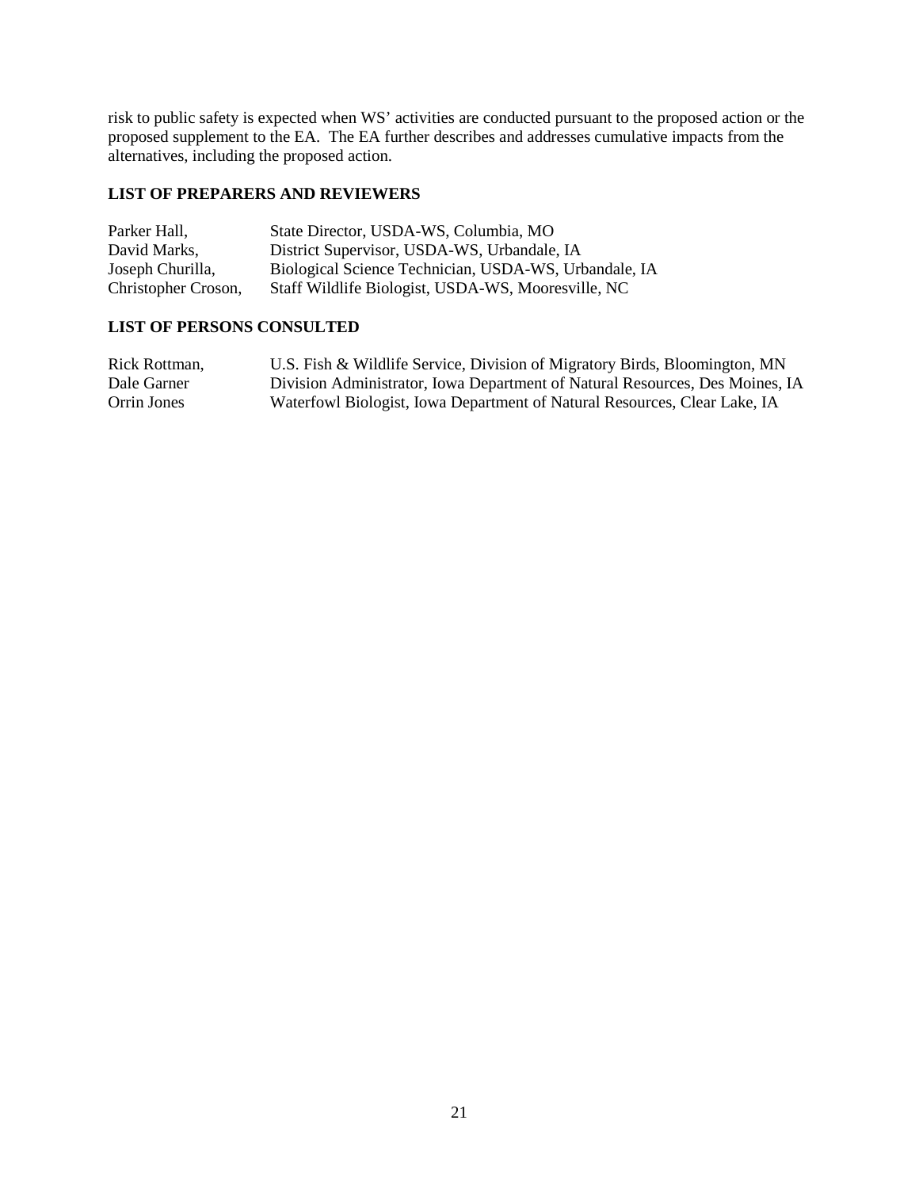risk to public safety is expected when WS' activities are conducted pursuant to the proposed action or the proposed supplement to the EA. The EA further describes and addresses cumulative impacts from the alternatives, including the proposed action.

## LIST OF PREPARERS AND REVIEWERS

| | |
|---|---|
| Parker Hall, | State Director, USDA-WS, Columbia, MO |
| David Marks, | District Supervisor, USDA-WS, Urbandale, IA |
| Joseph Churilla, | Biological Science Technician, USDA-WS, Urbandale, IA |
| Christopher Croson, | Staff Wildlife Biologist, USDA-WS, Mooresville, NC |

## LIST OF PERSONS CONSULTED

| | |
|---|---|
| Rick Rottman, | U.S. Fish & Wildlife Service, Division of Migratory Birds, Bloomington, MN |
| Dale Garner | Division Administrator, Iowa Department of Natural Resources, Des Moines, IA |
| Orrin Jones | Waterfowl Biologist, Iowa Department of Natural Resources, Clear Lake, IA |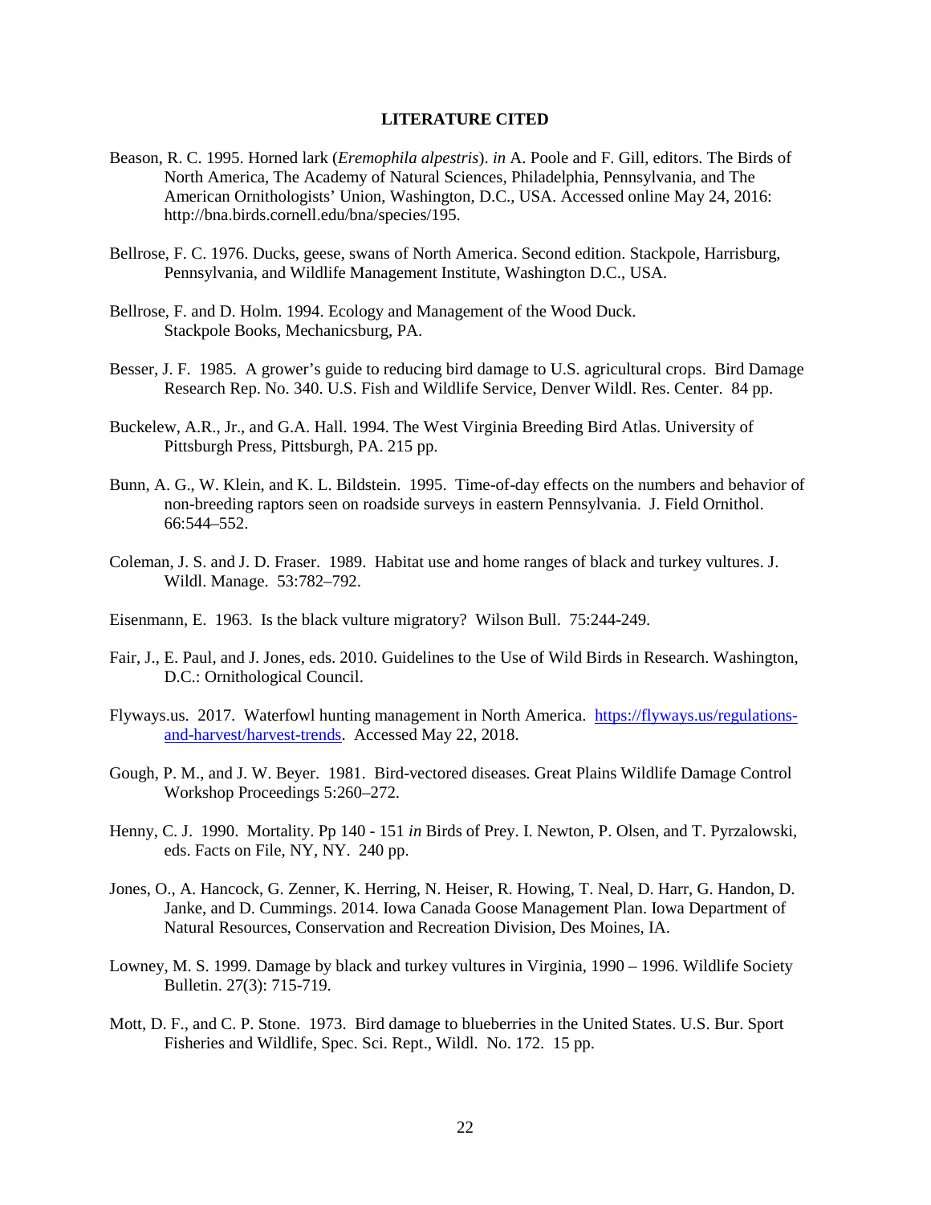## LITERATURE CITED

Beason, R. C. 1995. Horned lark (*Eremophila alpestris*). *in* A. Poole and F. Gill, editors. The Birds of North America, The Academy of Natural Sciences, Philadelphia, Pennsylvania, and The American Ornithologists' Union, Washington, D.C., USA. Accessed online May 24, 2016: http://bna.birds.cornell.edu/bna/species/195.

Bellrose, F. C. 1976. Ducks, geese, swans of North America. Second edition. Stackpole, Harrisburg, Pennsylvania, and Wildlife Management Institute, Washington D.C., USA.

Bellrose, F. and D. Holm. 1994. Ecology and Management of the Wood Duck. Stackpole Books, Mechanicsburg, PA.

Besser, J. F. 1985. A grower's guide to reducing bird damage to U.S. agricultural crops. Bird Damage Research Rep. No. 340. U.S. Fish and Wildlife Service, Denver Wildl. Res. Center. 84 pp.

Buckelew, A.R., Jr., and G.A. Hall. 1994. The West Virginia Breeding Bird Atlas. University of Pittsburgh Press, Pittsburgh, PA. 215 pp.

Bunn, A. G., W. Klein, and K. L. Bildstein. 1995. Time-of-day effects on the numbers and behavior of non-breeding raptors seen on roadside surveys in eastern Pennsylvania. J. Field Ornithol. 66:544–552.

Coleman, J. S. and J. D. Fraser. 1989. Habitat use and home ranges of black and turkey vultures. J. Wildl. Manage. 53:782–792.

Eisenmann, E. 1963. Is the black vulture migratory? Wilson Bull. 75:244-249.

Fair, J., E. Paul, and J. Jones, eds. 2010. Guidelines to the Use of Wild Birds in Research. Washington, D.C.: Ornithological Council.

Flyways.us. 2017. Waterfowl hunting management in North America. https://flyways.us/regulations-and-harvest/harvest-trends. Accessed May 22, 2018.

Gough, P. M., and J. W. Beyer. 1981. Bird-vectored diseases. Great Plains Wildlife Damage Control Workshop Proceedings 5:260–272.

Henny, C. J. 1990. Mortality. Pp 140 - 151 *in* Birds of Prey. I. Newton, P. Olsen, and T. Pyrzalowski, eds. Facts on File, NY, NY. 240 pp.

Jones, O., A. Hancock, G. Zenner, K. Herring, N. Heiser, R. Howing, T. Neal, D. Harr, G. Handon, D. Janke, and D. Cummings. 2014. Iowa Canada Goose Management Plan. Iowa Department of Natural Resources, Conservation and Recreation Division, Des Moines, IA.

Lowney, M. S. 1999. Damage by black and turkey vultures in Virginia, 1990 – 1996. Wildlife Society Bulletin. 27(3): 715-719.

Mott, D. F., and C. P. Stone. 1973. Bird damage to blueberries in the United States. U.S. Bur. Sport Fisheries and Wildlife, Spec. Sci. Rept., Wildl. No. 172. 15 pp.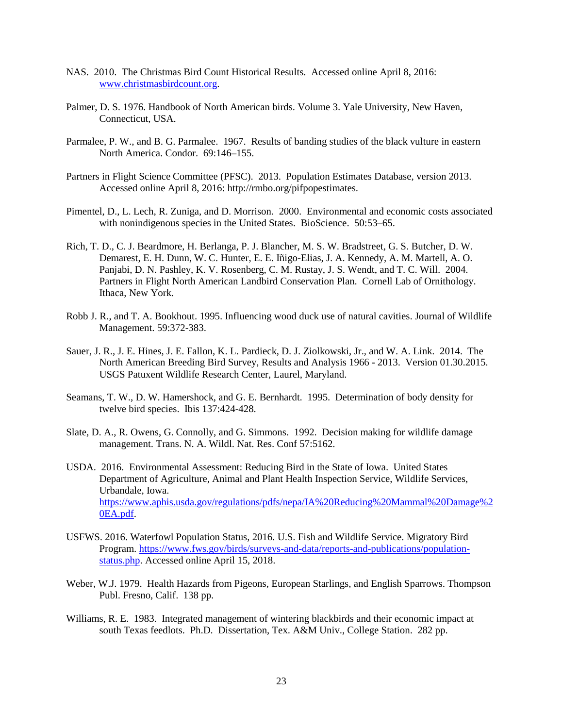NAS. 2010. The Christmas Bird Count Historical Results. Accessed online April 8, 2016: [www.christmasbirdcount.org](www.christmasbirdcount.org).

Palmer, D. S. 1976. Handbook of North American birds. Volume 3. Yale University, New Haven, Connecticut, USA.

Parmalee, P. W., and B. G. Parmalee. 1967. Results of banding studies of the black vulture in eastern North America. Condor. 69:146–155.

Partners in Flight Science Committee (PFSC). 2013. Population Estimates Database, version 2013. Accessed online April 8, 2016: http://rmbo.org/pifpopestimates.

Pimentel, D., L. Lech, R. Zuniga, and D. Morrison. 2000. Environmental and economic costs associated with nonindigenous species in the United States. BioScience. 50:53–65.

Rich, T. D., C. J. Beardmore, H. Berlanga, P. J. Blancher, M. S. W. Bradstreet, G. S. Butcher, D. W. Demarest, E. H. Dunn, W. C. Hunter, E. E. Iñigo-Elias, J. A. Kennedy, A. M. Martell, A. O. Panjabi, D. N. Pashley, K. V. Rosenberg, C. M. Rustay, J. S. Wendt, and T. C. Will. 2004. Partners in Flight North American Landbird Conservation Plan. Cornell Lab of Ornithology. Ithaca, New York.

Robb J. R., and T. A. Bookhout. 1995. Influencing wood duck use of natural cavities. Journal of Wildlife Management. 59:372-383.

Sauer, J. R., J. E. Hines, J. E. Fallon, K. L. Pardieck, D. J. Ziolkowski, Jr., and W. A. Link. 2014. The North American Breeding Bird Survey, Results and Analysis 1966 - 2013. Version 01.30.2015. USGS Patuxent Wildlife Research Center, Laurel, Maryland.

Seamans, T. W., D. W. Hamershock, and G. E. Bernhardt. 1995. Determination of body density for twelve bird species. Ibis 137:424-428.

Slate, D. A., R. Owens, G. Connolly, and G. Simmons. 1992. Decision making for wildlife damage management. Trans. N. A. Wildl. Nat. Res. Conf 57:5162.

USDA. 2016. Environmental Assessment: Reducing Bird in the State of Iowa. United States Department of Agriculture, Animal and Plant Health Inspection Service, Wildlife Services, Urbandale, Iowa. [https://www.aphis.usda.gov/regulations/pdfs/nepa/IA%20Reducing%20Mammal%20Damage%20EA.pdf](https://www.aphis.usda.gov/regulations/pdfs/nepa/IA%20Reducing%20Mammal%20Damage%20EA.pdf).

USFWS. 2016. Waterfowl Population Status, 2016. U.S. Fish and Wildlife Service. Migratory Bird Program. [https://www.fws.gov/birds/surveys-and-data/reports-and-publications/population-status.php](https://www.fws.gov/birds/surveys-and-data/reports-and-publications/population-status.php). Accessed online April 15, 2018.

Weber, W.J. 1979. Health Hazards from Pigeons, European Starlings, and English Sparrows. Thompson Publ. Fresno, Calif. 138 pp.

Williams, R. E. 1983. Integrated management of wintering blackbirds and their economic impact at south Texas feedlots. Ph.D. Dissertation, Tex. A&M Univ., College Station. 282 pp.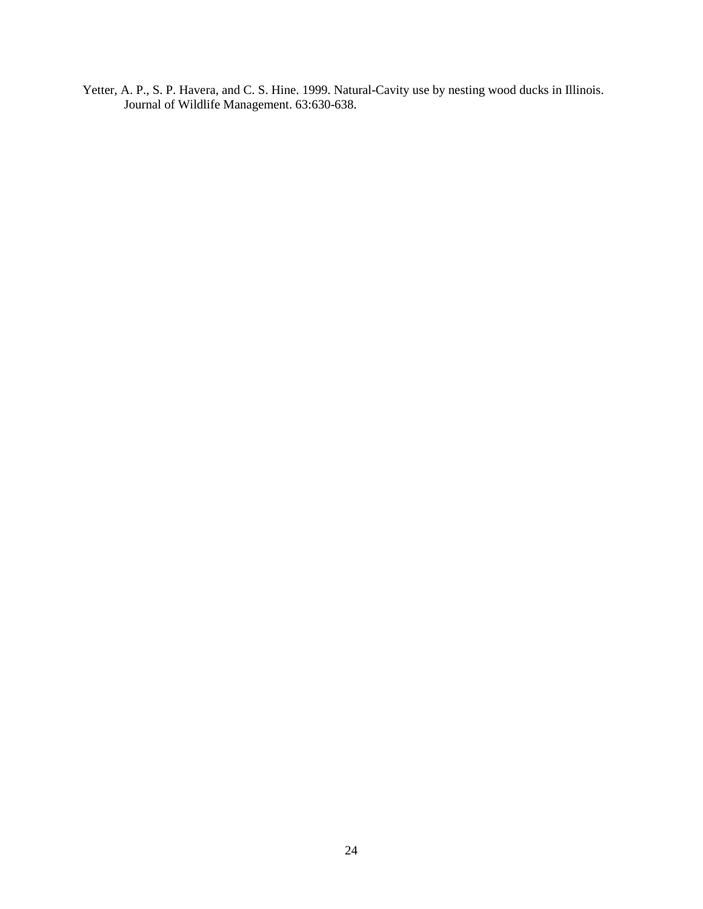Yetter, A. P., S. P. Havera, and C. S. Hine. 1999. Natural-Cavity use by nesting wood ducks in Illinois. Journal of Wildlife Management. 63:630-638.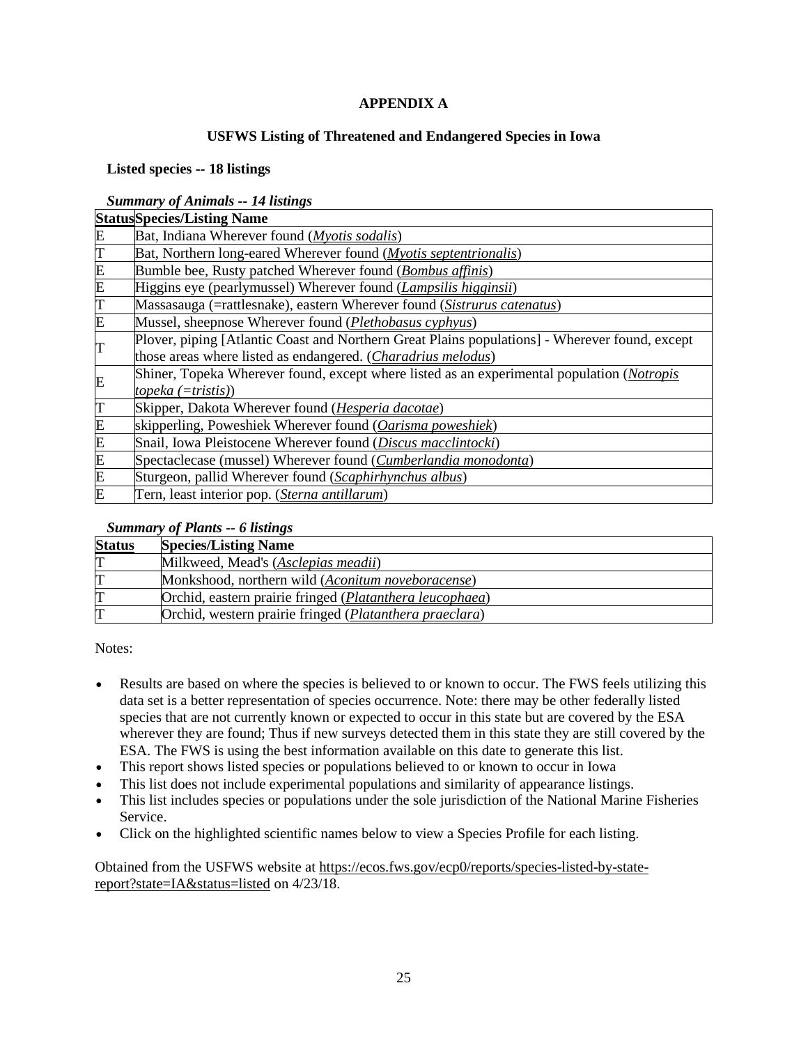**APPENDIX A**

**USFWS Listing of Threatened and Endangered Species in Iowa**

**Listed species -- 18 listings**

***Summary of Animals -- 14 listings***

| Status | Species/Listing Name |
|---|---|
| E | Bat, Indiana Wherever found (*Myotis sodalis*) |
| T | Bat, Northern long-eared Wherever found (*Myotis septentrionalis*) |
| E | Bumble bee, Rusty patched Wherever found (*Bombus affinis*) |
| E | Higgins eye (pearlymussel) Wherever found (*Lampsilis higginsii*) |
| T | Massasauga (=rattlesnake), eastern Wherever found (*Sistrurus catenatus*) |
| E | Mussel, sheepnose Wherever found (*Plethobasus cyphyus*) |
| T | Plover, piping [Atlantic Coast and Northern Great Plains populations] - Wherever found, except those areas where listed as endangered. (*Charadrius melodus*) |
| E | Shiner, Topeka Wherever found, except where listed as an experimental population (*Notropis topeka (=tristis)*) |
| T | Skipper, Dakota Wherever found (*Hesperia dacotae*) |
| E | skipperling, Poweshiek Wherever found (*Oarisma poweshiek*) |
| E | Snail, Iowa Pleistocene Wherever found (*Discus macclintocki*) |
| E | Spectaclecase (mussel) Wherever found (*Cumberlandia monodonta*) |
| E | Sturgeon, pallid Wherever found (*Scaphirhynchus albus*) |
| E | Tern, least interior pop. (*Sterna antillarum*) |

***Summary of Plants -- 6 listings***

| Status | Species/Listing Name |
|---|---|
| T | Milkweed, Mead's (*Asclepias meadii*) |
| T | Monkshood, northern wild (*Aconitum noveboracense*) |
| T | Orchid, eastern prairie fringed (*Platanthera leucophaea*) |
| T | Orchid, western prairie fringed (*Platanthera praeclara*) |

Notes:

- Results are based on where the species is believed to or known to occur. The FWS feels utilizing this data set is a better representation of species occurrence. Note: there may be other federally listed species that are not currently known or expected to occur in this state but are covered by the ESA wherever they are found; Thus if new surveys detected them in this state they are still covered by the ESA. The FWS is using the best information available on this date to generate this list.
- This report shows listed species or populations believed to or known to occur in Iowa
- This list does not include experimental populations and similarity of appearance listings.
- This list includes species or populations under the sole jurisdiction of the National Marine Fisheries Service.
- Click on the highlighted scientific names below to view a Species Profile for each listing.

Obtained from the USFWS website at https://ecos.fws.gov/ecp0/reports/species-listed-by-state-report?state=IA&status=listed on 4/23/18.